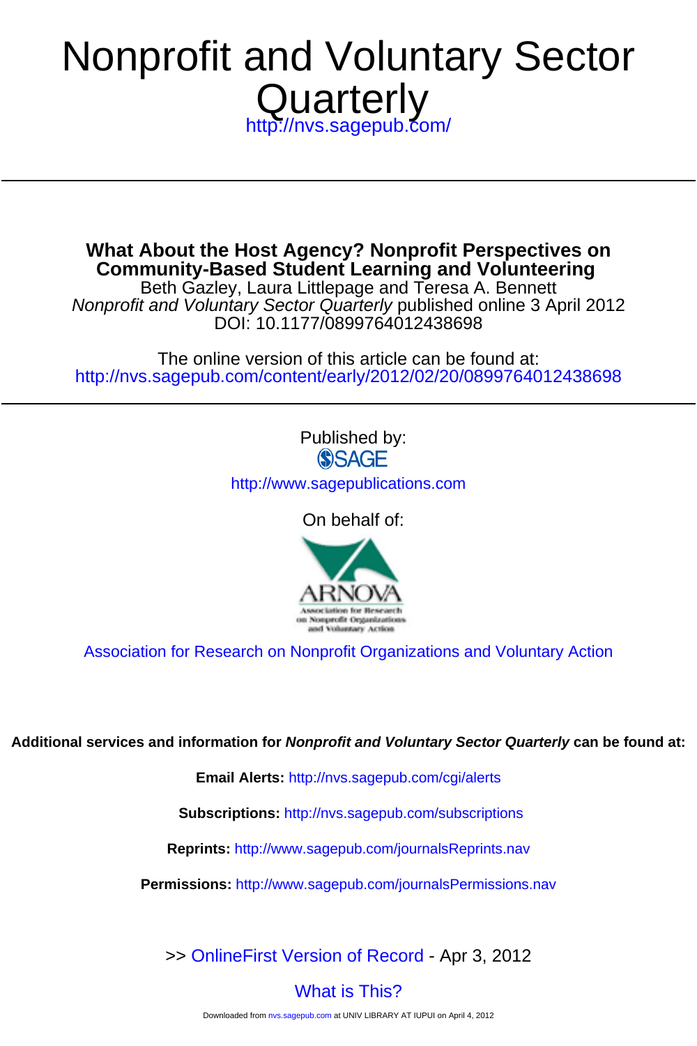# Nonprofit and Voluntary Sector Quarterly

http://nvs.sagepub.com/

---

**What About the Host Agency? Nonprofit Perspectives on Community-Based Student Learning and Volunteering**

Beth Gazley, Laura Littlepage and Teresa A. Bennett

*Nonprofit and Voluntary Sector Quarterly* published online 3 April 2012

DOI: 10.1177/0899764012438698

The online version of this article can be found at:

http://nvs.sagepub.com/content/early/2012/02/20/0899764012438698

---

Published by:

SAGE

http://www.sagepublications.com

On behalf of:

ARNOVA

Association for Research on Nonprofit Organizations and Voluntary Action

Association for Research on Nonprofit Organizations and Voluntary Action

**Additional services and information for *Nonprofit and Voluntary Sector Quarterly* can be found at:**

**Email Alerts:** http://nvs.sagepub.com/cgi/alerts

**Subscriptions:** http://nvs.sagepub.com/subscriptions

**Reprints:** http://www.sagepub.com/journalsReprints.nav

**Permissions:** http://www.sagepub.com/journalsPermissions.nav

>> OnlineFirst Version of Record - Apr 3, 2012

What is This?

Downloaded from nvs.sagepub.com at UNIV LIBRARY AT IUPUI on April 4, 2012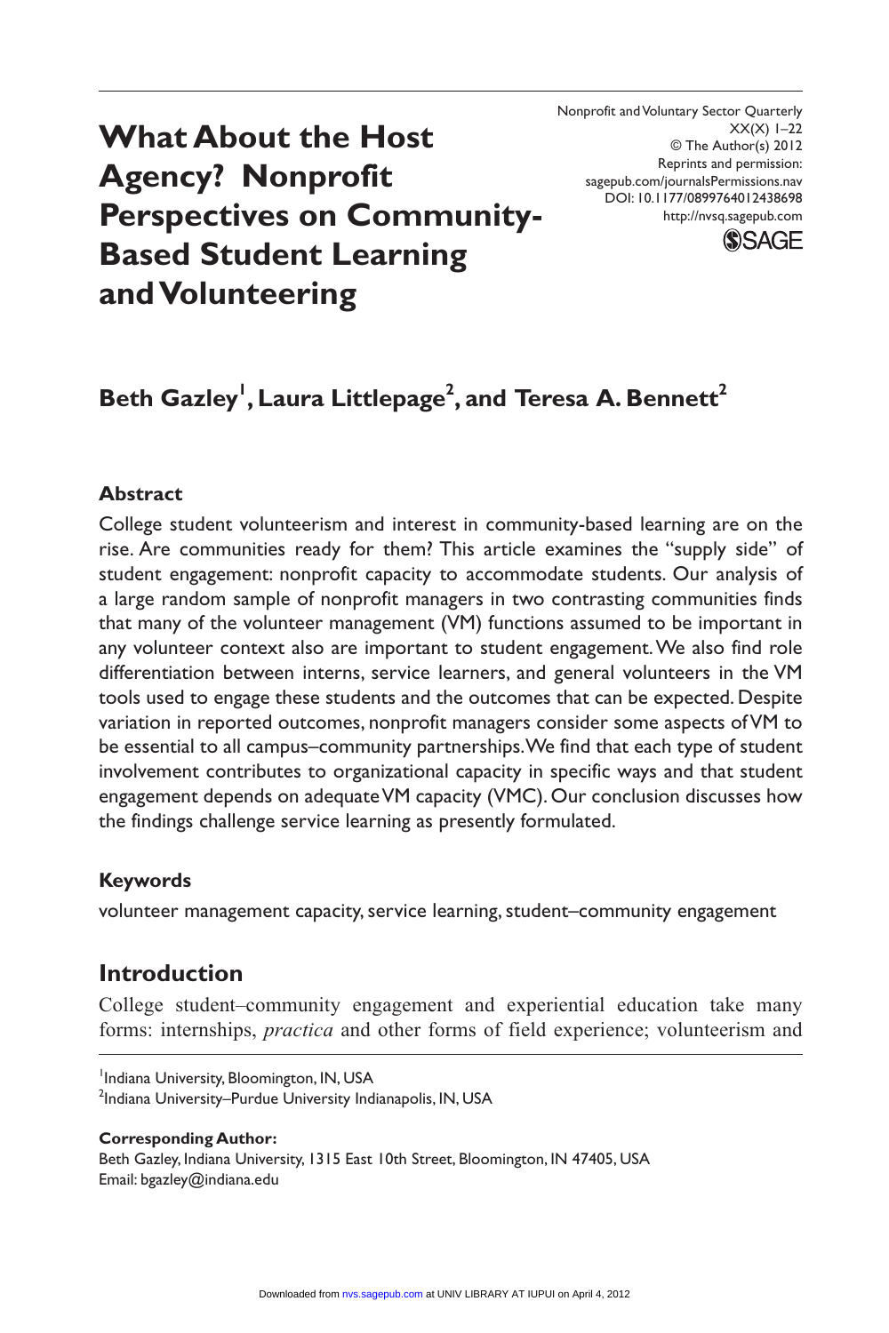# What About the Host Agency? Nonprofit Perspectives on Community-Based Student Learning and Volunteering

**Beth Gazley[1], Laura Littlepage[2], and Teresa A. Bennett[2]**

### Abstract

College student volunteerism and interest in community-based learning are on the rise. Are communities ready for them? This article examines the "supply side" of student engagement: nonprofit capacity to accommodate students. Our analysis of a large random sample of nonprofit managers in two contrasting communities finds that many of the volunteer management (VM) functions assumed to be important in any volunteer context also are important to student engagement. We also find role differentiation between interns, service learners, and general volunteers in the VM tools used to engage these students and the outcomes that can be expected. Despite variation in reported outcomes, nonprofit managers consider some aspects of VM to be essential to all campus–community partnerships. We find that each type of student involvement contributes to organizational capacity in specific ways and that student engagement depends on adequate VM capacity (VMC). Our conclusion discusses how the findings challenge service learning as presently formulated.

### Keywords

volunteer management capacity, service learning, student–community engagement

## Introduction

College student–community engagement and experiential education take many forms: internships, *practica* and other forms of field experience; volunteerism and

[1]Indiana University, Bloomington, IN, USA
[2]Indiana University–Purdue University Indianapolis, IN, USA

**Corresponding Author:**
Beth Gazley, Indiana University, 1315 East 10th Street, Bloomington, IN 47405, USA
Email: bgazley@indiana.edu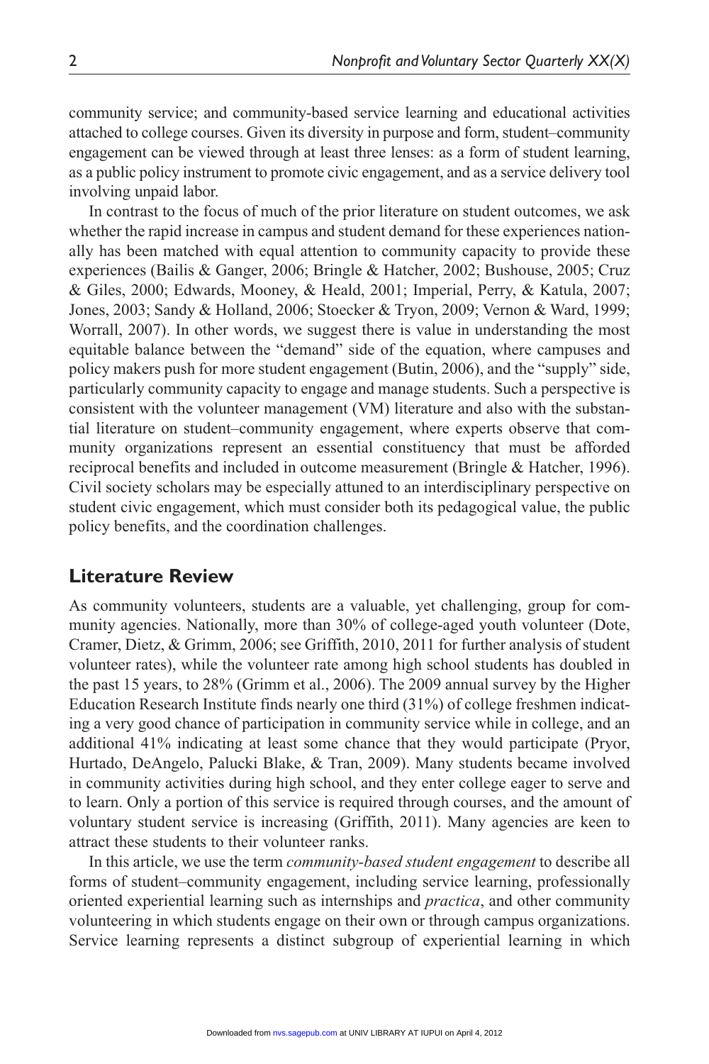community service; and community-based service learning and educational activities attached to college courses. Given its diversity in purpose and form, student–community engagement can be viewed through at least three lenses: as a form of student learning, as a public policy instrument to promote civic engagement, and as a service delivery tool involving unpaid labor.

In contrast to the focus of much of the prior literature on student outcomes, we ask whether the rapid increase in campus and student demand for these experiences nationally has been matched with equal attention to community capacity to provide these experiences (Bailis & Ganger, 2006; Bringle & Hatcher, 2002; Bushouse, 2005; Cruz & Giles, 2000; Edwards, Mooney, & Heald, 2001; Imperial, Perry, & Katula, 2007; Jones, 2003; Sandy & Holland, 2006; Stoecker & Tryon, 2009; Vernon & Ward, 1999; Worrall, 2007). In other words, we suggest there is value in understanding the most equitable balance between the "demand" side of the equation, where campuses and policy makers push for more student engagement (Butin, 2006), and the "supply" side, particularly community capacity to engage and manage students. Such a perspective is consistent with the volunteer management (VM) literature and also with the substantial literature on student–community engagement, where experts observe that community organizations represent an essential constituency that must be afforded reciprocal benefits and included in outcome measurement (Bringle & Hatcher, 1996). Civil society scholars may be especially attuned to an interdisciplinary perspective on student civic engagement, which must consider both its pedagogical value, the public policy benefits, and the coordination challenges.

## Literature Review

As community volunteers, students are a valuable, yet challenging, group for community agencies. Nationally, more than 30% of college-aged youth volunteer (Dote, Cramer, Dietz, & Grimm, 2006; see Griffith, 2010, 2011 for further analysis of student volunteer rates), while the volunteer rate among high school students has doubled in the past 15 years, to 28% (Grimm et al., 2006). The 2009 annual survey by the Higher Education Research Institute finds nearly one third (31%) of college freshmen indicating a very good chance of participation in community service while in college, and an additional 41% indicating at least some chance that they would participate (Pryor, Hurtado, DeAngelo, Palucki Blake, & Tran, 2009). Many students became involved in community activities during high school, and they enter college eager to serve and to learn. Only a portion of this service is required through courses, and the amount of voluntary student service is increasing (Griffith, 2011). Many agencies are keen to attract these students to their volunteer ranks.

In this article, we use the term *community-based student engagement* to describe all forms of student–community engagement, including service learning, professionally oriented experiential learning such as internships and *practica*, and other community volunteering in which students engage on their own or through campus organizations. Service learning represents a distinct subgroup of experiential learning in which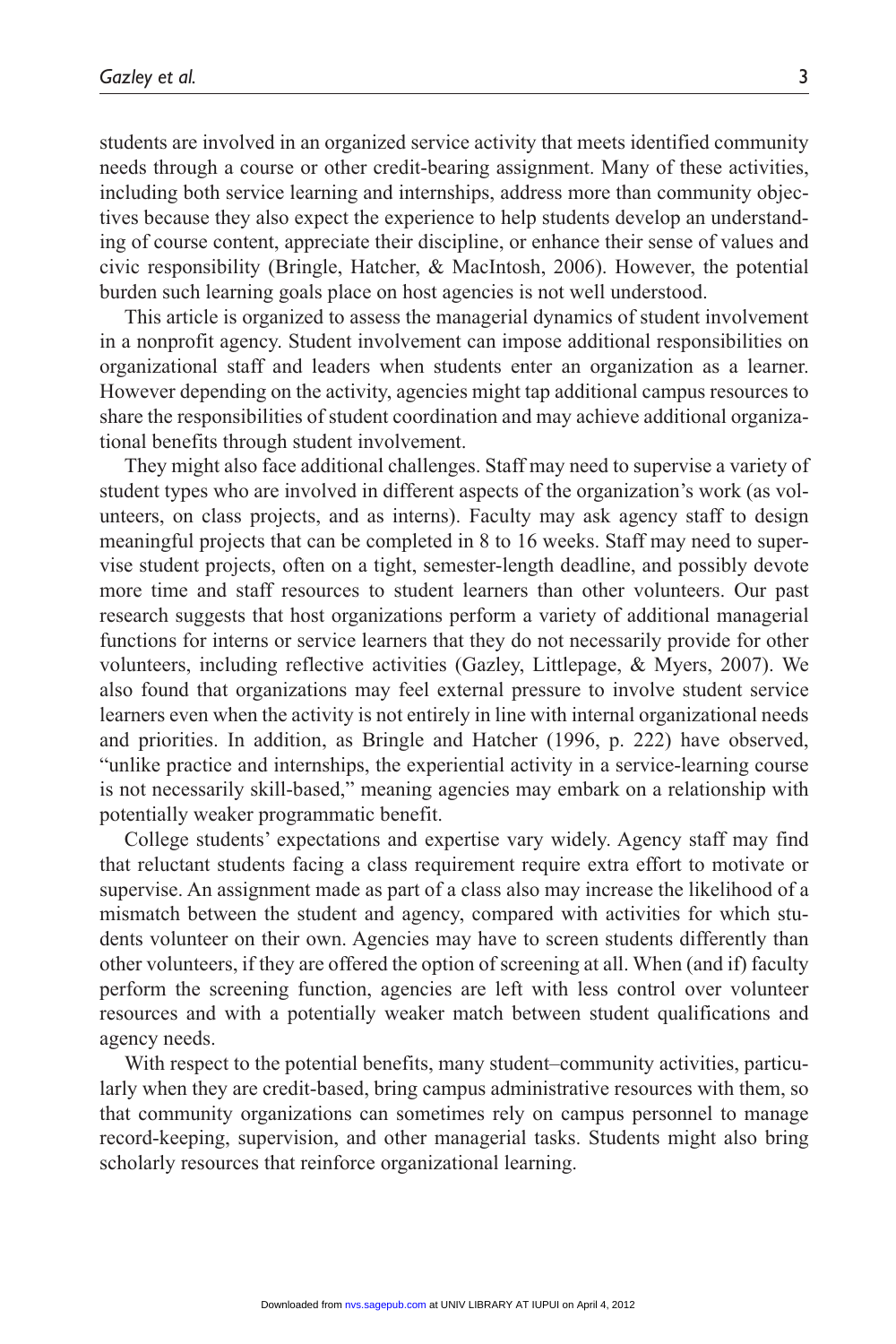students are involved in an organized service activity that meets identified community needs through a course or other credit-bearing assignment. Many of these activities, including both service learning and internships, address more than community objectives because they also expect the experience to help students develop an understanding of course content, appreciate their discipline, or enhance their sense of values and civic responsibility (Bringle, Hatcher, & MacIntosh, 2006). However, the potential burden such learning goals place on host agencies is not well understood.

This article is organized to assess the managerial dynamics of student involvement in a nonprofit agency. Student involvement can impose additional responsibilities on organizational staff and leaders when students enter an organization as a learner. However depending on the activity, agencies might tap additional campus resources to share the responsibilities of student coordination and may achieve additional organizational benefits through student involvement.

They might also face additional challenges. Staff may need to supervise a variety of student types who are involved in different aspects of the organization's work (as volunteers, on class projects, and as interns). Faculty may ask agency staff to design meaningful projects that can be completed in 8 to 16 weeks. Staff may need to supervise student projects, often on a tight, semester-length deadline, and possibly devote more time and staff resources to student learners than other volunteers. Our past research suggests that host organizations perform a variety of additional managerial functions for interns or service learners that they do not necessarily provide for other volunteers, including reflective activities (Gazley, Littlepage, & Myers, 2007). We also found that organizations may feel external pressure to involve student service learners even when the activity is not entirely in line with internal organizational needs and priorities. In addition, as Bringle and Hatcher (1996, p. 222) have observed, "unlike practice and internships, the experiential activity in a service-learning course is not necessarily skill-based," meaning agencies may embark on a relationship with potentially weaker programmatic benefit.

College students' expectations and expertise vary widely. Agency staff may find that reluctant students facing a class requirement require extra effort to motivate or supervise. An assignment made as part of a class also may increase the likelihood of a mismatch between the student and agency, compared with activities for which students volunteer on their own. Agencies may have to screen students differently than other volunteers, if they are offered the option of screening at all. When (and if) faculty perform the screening function, agencies are left with less control over volunteer resources and with a potentially weaker match between student qualifications and agency needs.

With respect to the potential benefits, many student–community activities, particularly when they are credit-based, bring campus administrative resources with them, so that community organizations can sometimes rely on campus personnel to manage record-keeping, supervision, and other managerial tasks. Students might also bring scholarly resources that reinforce organizational learning.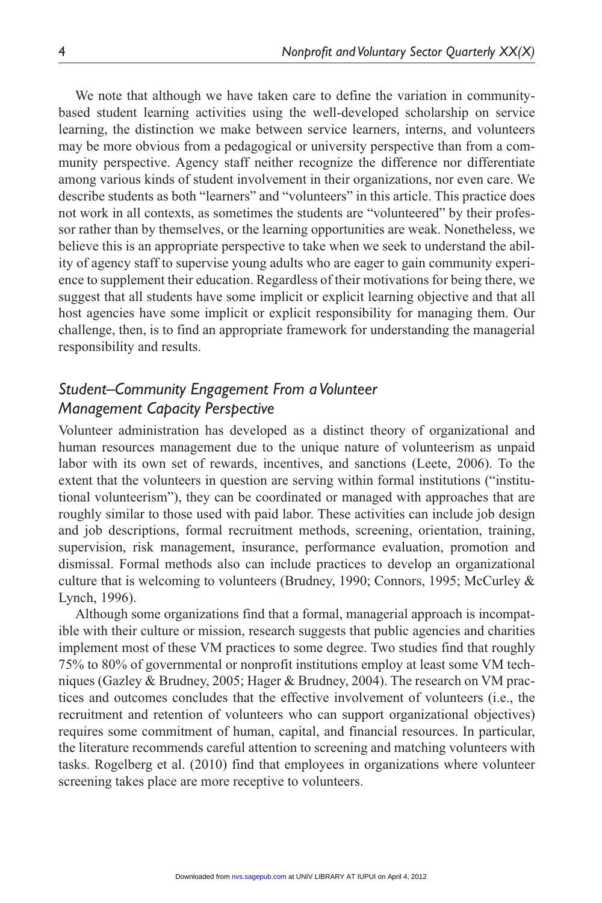We note that although we have taken care to define the variation in community-based student learning activities using the well-developed scholarship on service learning, the distinction we make between service learners, interns, and volunteers may be more obvious from a pedagogical or university perspective than from a community perspective. Agency staff neither recognize the difference nor differentiate among various kinds of student involvement in their organizations, nor even care. We describe students as both "learners" and "volunteers" in this article. This practice does not work in all contexts, as sometimes the students are "volunteered" by their professor rather than by themselves, or the learning opportunities are weak. Nonetheless, we believe this is an appropriate perspective to take when we seek to understand the ability of agency staff to supervise young adults who are eager to gain community experience to supplement their education. Regardless of their motivations for being there, we suggest that all students have some implicit or explicit learning objective and that all host agencies have some implicit or explicit responsibility for managing them. Our challenge, then, is to find an appropriate framework for understanding the managerial responsibility and results.

### *Student–Community Engagement From a Volunteer Management Capacity Perspective*

Volunteer administration has developed as a distinct theory of organizational and human resources management due to the unique nature of volunteerism as unpaid labor with its own set of rewards, incentives, and sanctions (Leete, 2006). To the extent that the volunteers in question are serving within formal institutions ("institutional volunteerism"), they can be coordinated or managed with approaches that are roughly similar to those used with paid labor. These activities can include job design and job descriptions, formal recruitment methods, screening, orientation, training, supervision, risk management, insurance, performance evaluation, promotion and dismissal. Formal methods also can include practices to develop an organizational culture that is welcoming to volunteers (Brudney, 1990; Connors, 1995; McCurley & Lynch, 1996).

Although some organizations find that a formal, managerial approach is incompatible with their culture or mission, research suggests that public agencies and charities implement most of these VM practices to some degree. Two studies find that roughly 75% to 80% of governmental or nonprofit institutions employ at least some VM techniques (Gazley & Brudney, 2005; Hager & Brudney, 2004). The research on VM practices and outcomes concludes that the effective involvement of volunteers (i.e., the recruitment and retention of volunteers who can support organizational objectives) requires some commitment of human, capital, and financial resources. In particular, the literature recommends careful attention to screening and matching volunteers with tasks. Rogelberg et al. (2010) find that employees in organizations where volunteer screening takes place are more receptive to volunteers.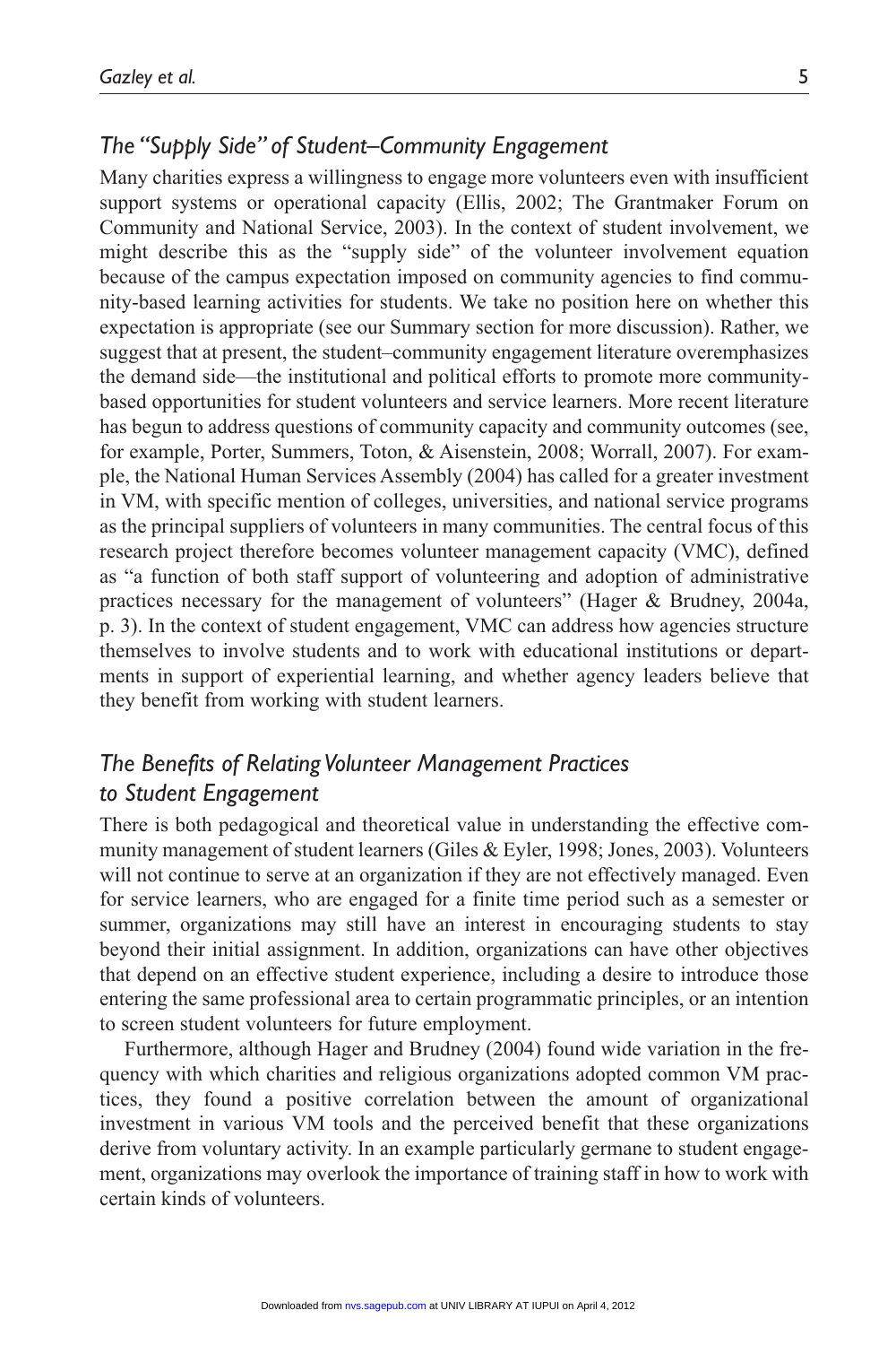## *The "Supply Side" of Student–Community Engagement*

Many charities express a willingness to engage more volunteers even with insufficient support systems or operational capacity (Ellis, 2002; The Grantmaker Forum on Community and National Service, 2003). In the context of student involvement, we might describe this as the "supply side" of the volunteer involvement equation because of the campus expectation imposed on community agencies to find community-based learning activities for students. We take no position here on whether this expectation is appropriate (see our Summary section for more discussion). Rather, we suggest that at present, the student–community engagement literature overemphasizes the demand side—the institutional and political efforts to promote more community-based opportunities for student volunteers and service learners. More recent literature has begun to address questions of community capacity and community outcomes (see, for example, Porter, Summers, Toton, & Aisenstein, 2008; Worrall, 2007). For example, the National Human Services Assembly (2004) has called for a greater investment in VM, with specific mention of colleges, universities, and national service programs as the principal suppliers of volunteers in many communities. The central focus of this research project therefore becomes volunteer management capacity (VMC), defined as "a function of both staff support of volunteering and adoption of administrative practices necessary for the management of volunteers" (Hager & Brudney, 2004a, p. 3). In the context of student engagement, VMC can address how agencies structure themselves to involve students and to work with educational institutions or departments in support of experiential learning, and whether agency leaders believe that they benefit from working with student learners.

## *The Benefits of Relating Volunteer Management Practices to Student Engagement*

There is both pedagogical and theoretical value in understanding the effective community management of student learners (Giles & Eyler, 1998; Jones, 2003). Volunteers will not continue to serve at an organization if they are not effectively managed. Even for service learners, who are engaged for a finite time period such as a semester or summer, organizations may still have an interest in encouraging students to stay beyond their initial assignment. In addition, organizations can have other objectives that depend on an effective student experience, including a desire to introduce those entering the same professional area to certain programmatic principles, or an intention to screen student volunteers for future employment.

Furthermore, although Hager and Brudney (2004) found wide variation in the frequency with which charities and religious organizations adopted common VM practices, they found a positive correlation between the amount of organizational investment in various VM tools and the perceived benefit that these organizations derive from voluntary activity. In an example particularly germane to student engagement, organizations may overlook the importance of training staff in how to work with certain kinds of volunteers.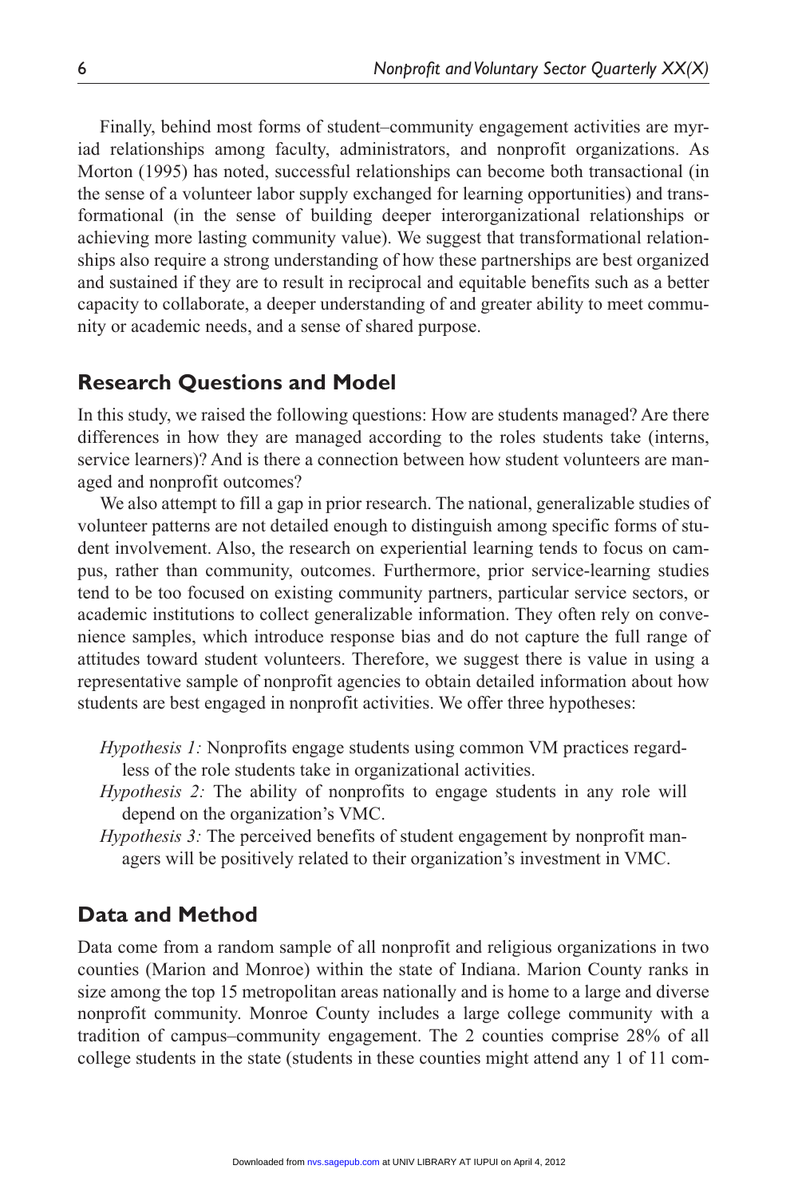Finally, behind most forms of student–community engagement activities are myriad relationships among faculty, administrators, and nonprofit organizations. As Morton (1995) has noted, successful relationships can become both transactional (in the sense of a volunteer labor supply exchanged for learning opportunities) and transformational (in the sense of building deeper interorganizational relationships or achieving more lasting community value). We suggest that transformational relationships also require a strong understanding of how these partnerships are best organized and sustained if they are to result in reciprocal and equitable benefits such as a better capacity to collaborate, a deeper understanding of and greater ability to meet community or academic needs, and a sense of shared purpose.

## Research Questions and Model

In this study, we raised the following questions: How are students managed? Are there differences in how they are managed according to the roles students take (interns, service learners)? And is there a connection between how student volunteers are managed and nonprofit outcomes?

We also attempt to fill a gap in prior research. The national, generalizable studies of volunteer patterns are not detailed enough to distinguish among specific forms of student involvement. Also, the research on experiential learning tends to focus on campus, rather than community, outcomes. Furthermore, prior service-learning studies tend to be too focused on existing community partners, particular service sectors, or academic institutions to collect generalizable information. They often rely on convenience samples, which introduce response bias and do not capture the full range of attitudes toward student volunteers. Therefore, we suggest there is value in using a representative sample of nonprofit agencies to obtain detailed information about how students are best engaged in nonprofit activities. We offer three hypotheses:

*Hypothesis 1:* Nonprofits engage students using common VM practices regardless of the role students take in organizational activities.

*Hypothesis 2:* The ability of nonprofits to engage students in any role will depend on the organization's VMC.

*Hypothesis 3:* The perceived benefits of student engagement by nonprofit managers will be positively related to their organization's investment in VMC.

## Data and Method

Data come from a random sample of all nonprofit and religious organizations in two counties (Marion and Monroe) within the state of Indiana. Marion County ranks in size among the top 15 metropolitan areas nationally and is home to a large and diverse nonprofit community. Monroe County includes a large college community with a tradition of campus–community engagement. The 2 counties comprise 28% of all college students in the state (students in these counties might attend any 1 of 11 com-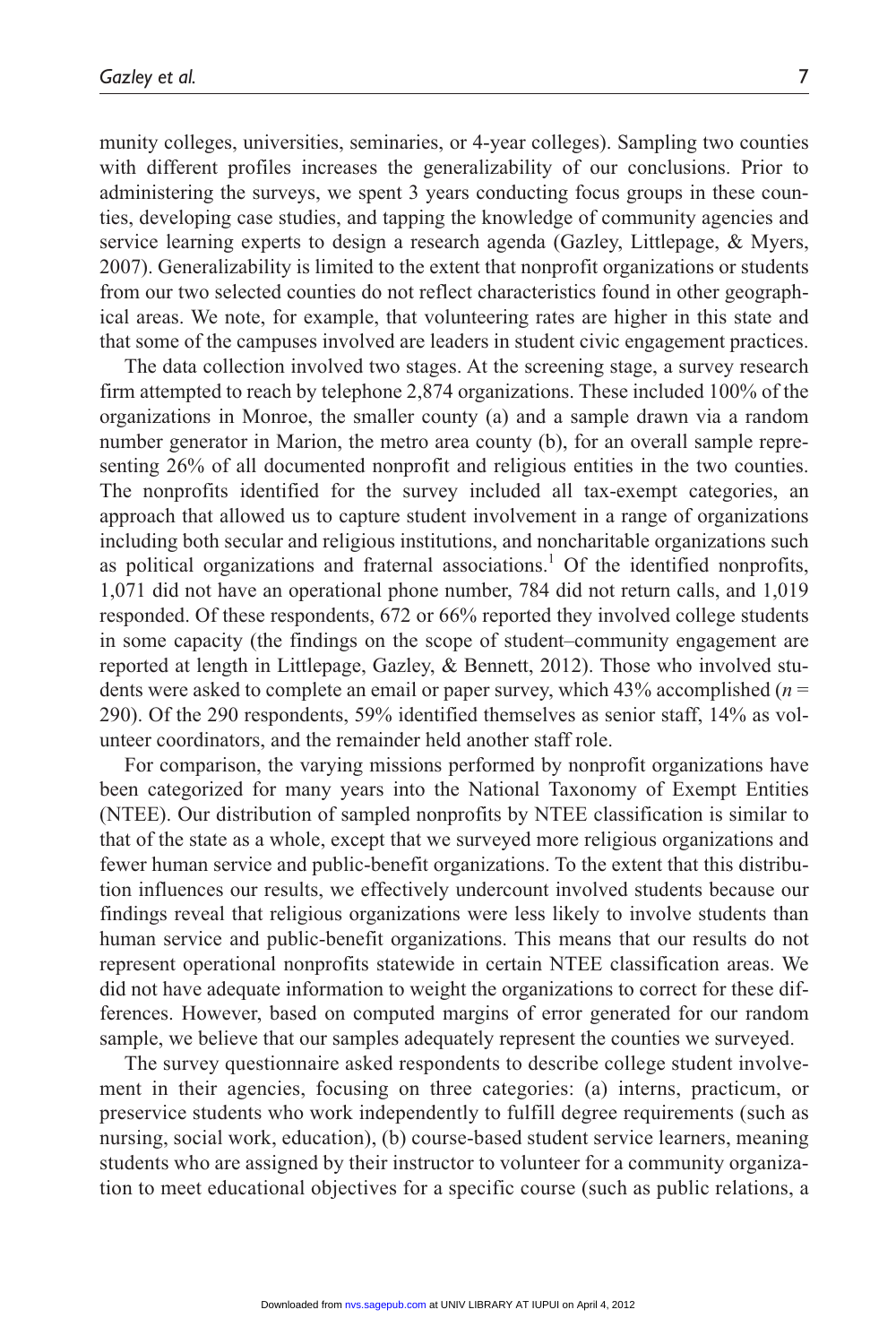munity colleges, universities, seminaries, or 4-year colleges). Sampling two counties with different profiles increases the generalizability of our conclusions. Prior to administering the surveys, we spent 3 years conducting focus groups in these counties, developing case studies, and tapping the knowledge of community agencies and service learning experts to design a research agenda (Gazley, Littlepage, & Myers, 2007). Generalizability is limited to the extent that nonprofit organizations or students from our two selected counties do not reflect characteristics found in other geographical areas. We note, for example, that volunteering rates are higher in this state and that some of the campuses involved are leaders in student civic engagement practices.

The data collection involved two stages. At the screening stage, a survey research firm attempted to reach by telephone 2,874 organizations. These included 100% of the organizations in Monroe, the smaller county (a) and a sample drawn via a random number generator in Marion, the metro area county (b), for an overall sample representing 26% of all documented nonprofit and religious entities in the two counties. The nonprofits identified for the survey included all tax-exempt categories, an approach that allowed us to capture student involvement in a range of organizations including both secular and religious institutions, and noncharitable organizations such as political organizations and fraternal associations.[1] Of the identified nonprofits, 1,071 did not have an operational phone number, 784 did not return calls, and 1,019 responded. Of these respondents, 672 or 66% reported they involved college students in some capacity (the findings on the scope of student–community engagement are reported at length in Littlepage, Gazley, & Bennett, 2012). Those who involved students were asked to complete an email or paper survey, which 43% accomplished ($n$ = 290). Of the 290 respondents, 59% identified themselves as senior staff, 14% as volunteer coordinators, and the remainder held another staff role.

For comparison, the varying missions performed by nonprofit organizations have been categorized for many years into the National Taxonomy of Exempt Entities (NTEE). Our distribution of sampled nonprofits by NTEE classification is similar to that of the state as a whole, except that we surveyed more religious organizations and fewer human service and public-benefit organizations. To the extent that this distribution influences our results, we effectively undercount involved students because our findings reveal that religious organizations were less likely to involve students than human service and public-benefit organizations. This means that our results do not represent operational nonprofits statewide in certain NTEE classification areas. We did not have adequate information to weight the organizations to correct for these differences. However, based on computed margins of error generated for our random sample, we believe that our samples adequately represent the counties we surveyed.

The survey questionnaire asked respondents to describe college student involvement in their agencies, focusing on three categories: (a) interns, practicum, or preservice students who work independently to fulfill degree requirements (such as nursing, social work, education), (b) course-based student service learners, meaning students who are assigned by their instructor to volunteer for a community organization to meet educational objectives for a specific course (such as public relations, a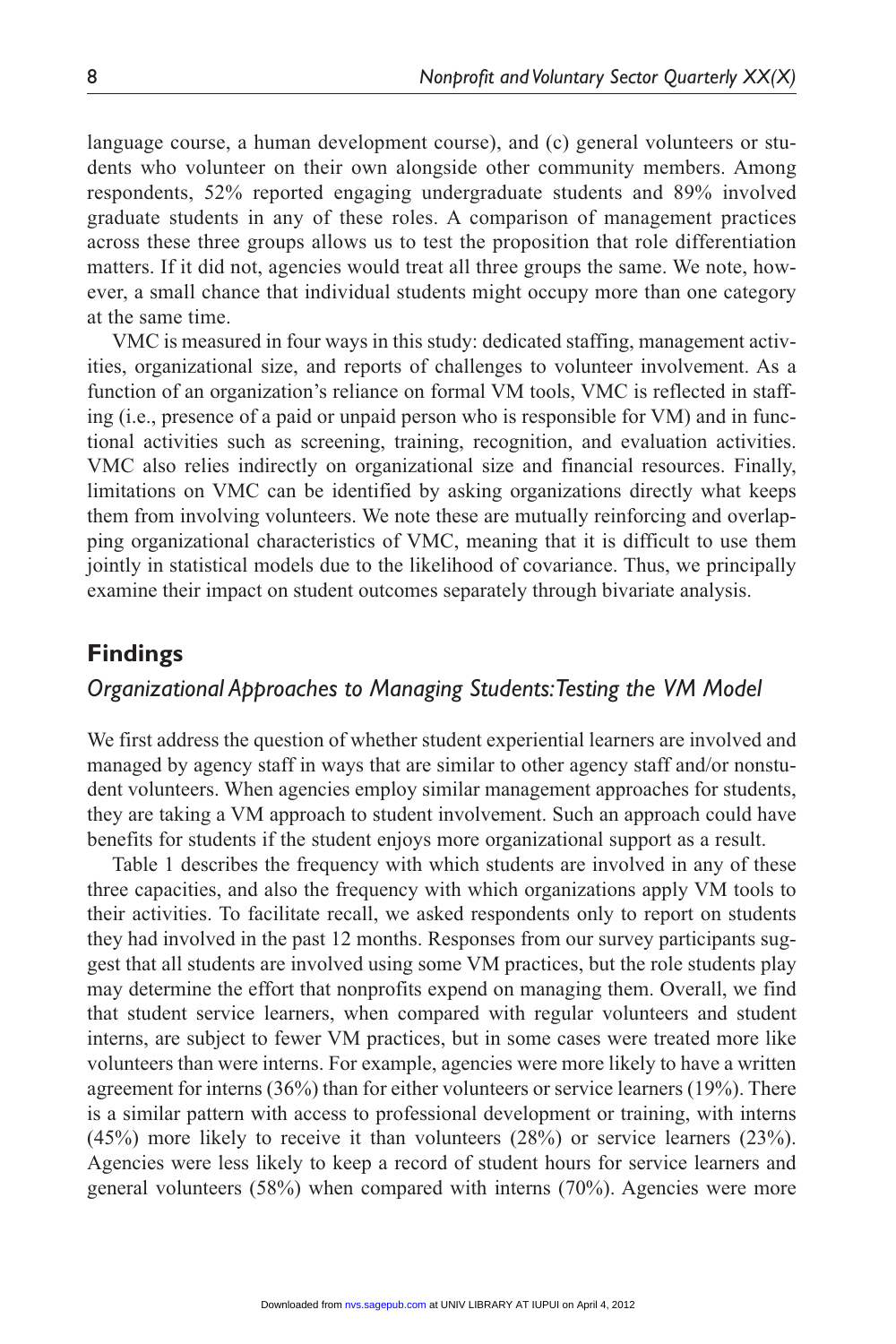language course, a human development course), and (c) general volunteers or students who volunteer on their own alongside other community members. Among respondents, 52% reported engaging undergraduate students and 89% involved graduate students in any of these roles. A comparison of management practices across these three groups allows us to test the proposition that role differentiation matters. If it did not, agencies would treat all three groups the same. We note, however, a small chance that individual students might occupy more than one category at the same time.

VMC is measured in four ways in this study: dedicated staffing, management activities, organizational size, and reports of challenges to volunteer involvement. As a function of an organization's reliance on formal VM tools, VMC is reflected in staffing (i.e., presence of a paid or unpaid person who is responsible for VM) and in functional activities such as screening, training, recognition, and evaluation activities. VMC also relies indirectly on organizational size and financial resources. Finally, limitations on VMC can be identified by asking organizations directly what keeps them from involving volunteers. We note these are mutually reinforcing and overlapping organizational characteristics of VMC, meaning that it is difficult to use them jointly in statistical models due to the likelihood of covariance. Thus, we principally examine their impact on student outcomes separately through bivariate analysis.

## Findings

### *Organizational Approaches to Managing Students: Testing the VM Model*

We first address the question of whether student experiential learners are involved and managed by agency staff in ways that are similar to other agency staff and/or nonstudent volunteers. When agencies employ similar management approaches for students, they are taking a VM approach to student involvement. Such an approach could have benefits for students if the student enjoys more organizational support as a result.

Table 1 describes the frequency with which students are involved in any of these three capacities, and also the frequency with which organizations apply VM tools to their activities. To facilitate recall, we asked respondents only to report on students they had involved in the past 12 months. Responses from our survey participants suggest that all students are involved using some VM practices, but the role students play may determine the effort that nonprofits expend on managing them. Overall, we find that student service learners, when compared with regular volunteers and student interns, are subject to fewer VM practices, but in some cases were treated more like volunteers than were interns. For example, agencies were more likely to have a written agreement for interns (36%) than for either volunteers or service learners (19%). There is a similar pattern with access to professional development or training, with interns (45%) more likely to receive it than volunteers (28%) or service learners (23%). Agencies were less likely to keep a record of student hours for service learners and general volunteers (58%) when compared with interns (70%). Agencies were more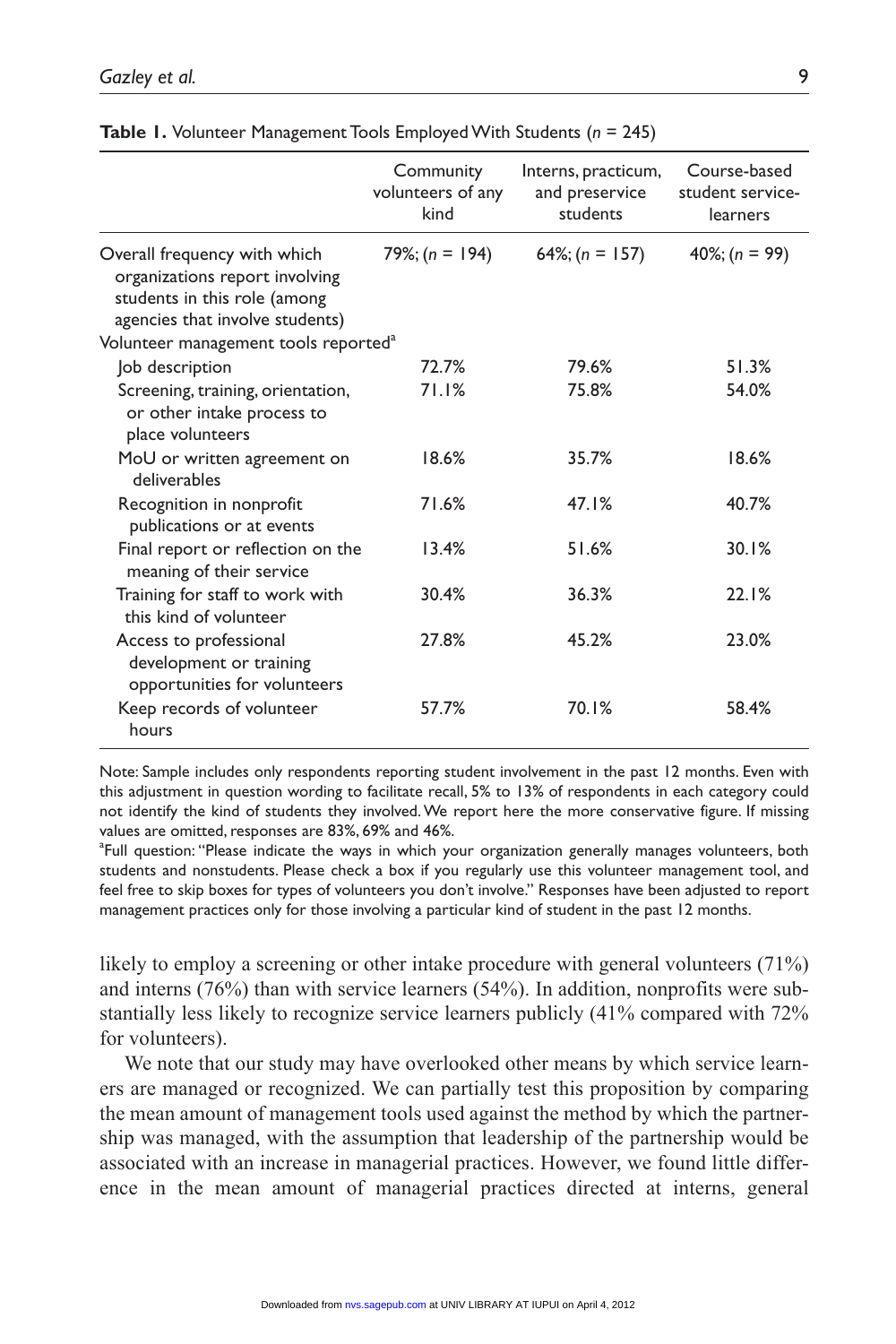**Table 1.** Volunteer Management Tools Employed With Students (*n* = 245)

| | Community volunteers of any kind | Interns, practicum, and preservice students | Course-based student service-learners |
|---|---|---|---|
| Overall frequency with which organizations report involving students in this role (among agencies that involve students) | 79%; (*n* = 194) | 64%; (*n* = 157) | 40%; (*n* = 99) |
| Volunteer management tools reported[a] | | | |
| Job description | 72.7% | 79.6% | 51.3% |
| Screening, training, orientation, or other intake process to place volunteers | 71.1% | 75.8% | 54.0% |
| MoU or written agreement on deliverables | 18.6% | 35.7% | 18.6% |
| Recognition in nonprofit publications or at events | 71.6% | 47.1% | 40.7% |
| Final report or reflection on the meaning of their service | 13.4% | 51.6% | 30.1% |
| Training for staff to work with this kind of volunteer | 30.4% | 36.3% | 22.1% |
| Access to professional development or training opportunities for volunteers | 27.8% | 45.2% | 23.0% |
| Keep records of volunteer hours | 57.7% | 70.1% | 58.4% |

Note: Sample includes only respondents reporting student involvement in the past 12 months. Even with this adjustment in question wording to facilitate recall, 5% to 13% of respondents in each category could not identify the kind of students they involved. We report here the more conservative figure. If missing values are omitted, responses are 83%, 69% and 46%.

[a]Full question: "Please indicate the ways in which your organization generally manages volunteers, both students and nonstudents. Please check a box if you regularly use this volunteer management tool, and feel free to skip boxes for types of volunteers you don't involve." Responses have been adjusted to report management practices only for those involving a particular kind of student in the past 12 months.

likely to employ a screening or other intake procedure with general volunteers (71%) and interns (76%) than with service learners (54%). In addition, nonprofits were substantially less likely to recognize service learners publicly (41% compared with 72% for volunteers).

We note that our study may have overlooked other means by which service learners are managed or recognized. We can partially test this proposition by comparing the mean amount of management tools used against the method by which the partnership was managed, with the assumption that leadership of the partnership would be associated with an increase in managerial practices. However, we found little difference in the mean amount of managerial practices directed at interns, general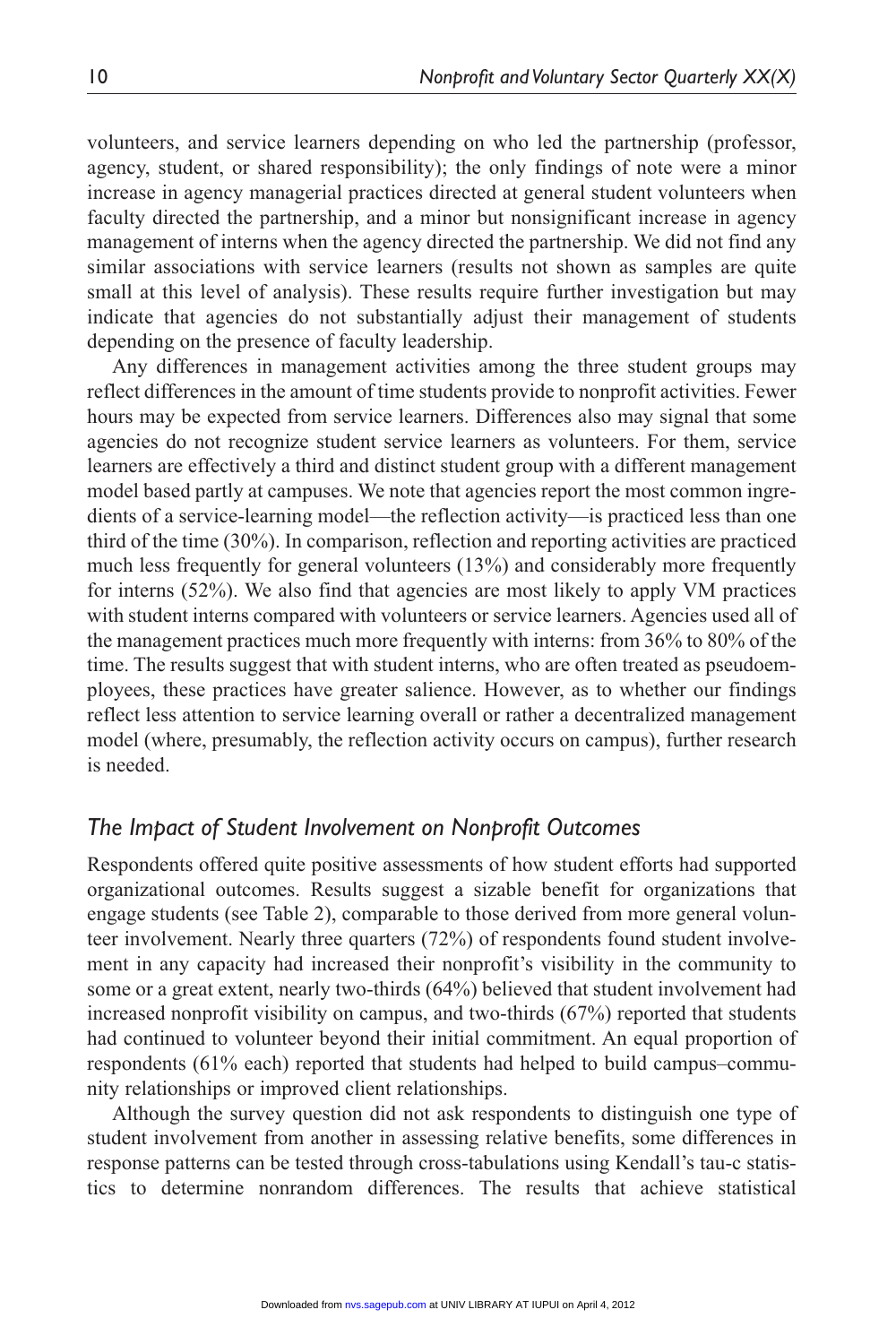volunteers, and service learners depending on who led the partnership (professor, agency, student, or shared responsibility); the only findings of note were a minor increase in agency managerial practices directed at general student volunteers when faculty directed the partnership, and a minor but nonsignificant increase in agency management of interns when the agency directed the partnership. We did not find any similar associations with service learners (results not shown as samples are quite small at this level of analysis). These results require further investigation but may indicate that agencies do not substantially adjust their management of students depending on the presence of faculty leadership.

Any differences in management activities among the three student groups may reflect differences in the amount of time students provide to nonprofit activities. Fewer hours may be expected from service learners. Differences also may signal that some agencies do not recognize student service learners as volunteers. For them, service learners are effectively a third and distinct student group with a different management model based partly at campuses. We note that agencies report the most common ingredients of a service-learning model—the reflection activity—is practiced less than one third of the time (30%). In comparison, reflection and reporting activities are practiced much less frequently for general volunteers (13%) and considerably more frequently for interns (52%). We also find that agencies are most likely to apply VM practices with student interns compared with volunteers or service learners. Agencies used all of the management practices much more frequently with interns: from 36% to 80% of the time. The results suggest that with student interns, who are often treated as pseudoemployees, these practices have greater salience. However, as to whether our findings reflect less attention to service learning overall or rather a decentralized management model (where, presumably, the reflection activity occurs on campus), further research is needed.

### *The Impact of Student Involvement on Nonprofit Outcomes*

Respondents offered quite positive assessments of how student efforts had supported organizational outcomes. Results suggest a sizable benefit for organizations that engage students (see Table 2), comparable to those derived from more general volunteer involvement. Nearly three quarters (72%) of respondents found student involvement in any capacity had increased their nonprofit's visibility in the community to some or a great extent, nearly two-thirds (64%) believed that student involvement had increased nonprofit visibility on campus, and two-thirds (67%) reported that students had continued to volunteer beyond their initial commitment. An equal proportion of respondents (61% each) reported that students had helped to build campus–community relationships or improved client relationships.

Although the survey question did not ask respondents to distinguish one type of student involvement from another in assessing relative benefits, some differences in response patterns can be tested through cross-tabulations using Kendall's tau-c statistics to determine nonrandom differences. The results that achieve statistical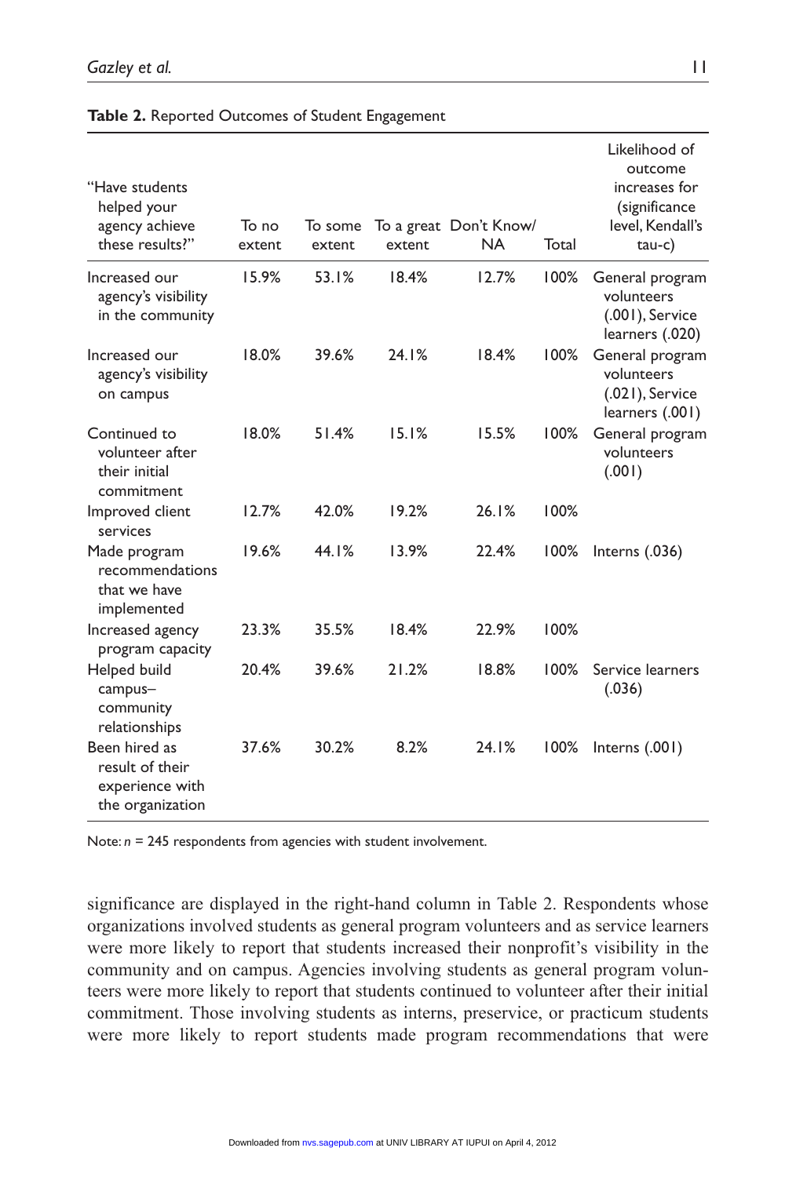**Table 2.** Reported Outcomes of Student Engagement

| "Have students helped your agency achieve these results?" | To no extent | To some extent | To a great extent | Don't Know/ NA | Total | Likelihood of outcome increases for (significance level, Kendall's tau-c) |
|---|---|---|---|---|---|---|
| Increased our agency's visibility in the community | 15.9% | 53.1% | 18.4% | 12.7% | 100% | General program volunteers (.001), Service learners (.020) |
| Increased our agency's visibility on campus | 18.0% | 39.6% | 24.1% | 18.4% | 100% | General program volunteers (.021), Service learners (.001) |
| Continued to volunteer after their initial commitment | 18.0% | 51.4% | 15.1% | 15.5% | 100% | General program volunteers (.001) |
| Improved client services | 12.7% | 42.0% | 19.2% | 26.1% | 100% | |
| Made program recommendations that we have implemented | 19.6% | 44.1% | 13.9% | 22.4% | 100% | Interns (.036) |
| Increased agency program capacity | 23.3% | 35.5% | 18.4% | 22.9% | 100% | |
| Helped build campus–community relationships | 20.4% | 39.6% | 21.2% | 18.8% | 100% | Service learners (.036) |
| Been hired as result of their experience with the organization | 37.6% | 30.2% | 8.2% | 24.1% | 100% | Interns (.001) |

Note: *n* = 245 respondents from agencies with student involvement.

significance are displayed in the right-hand column in Table 2. Respondents whose organizations involved students as general program volunteers and as service learners were more likely to report that students increased their nonprofit's visibility in the community and on campus. Agencies involving students as general program volunteers were more likely to report that students continued to volunteer after their initial commitment. Those involving students as interns, preservice, or practicum students were more likely to report students made program recommendations that were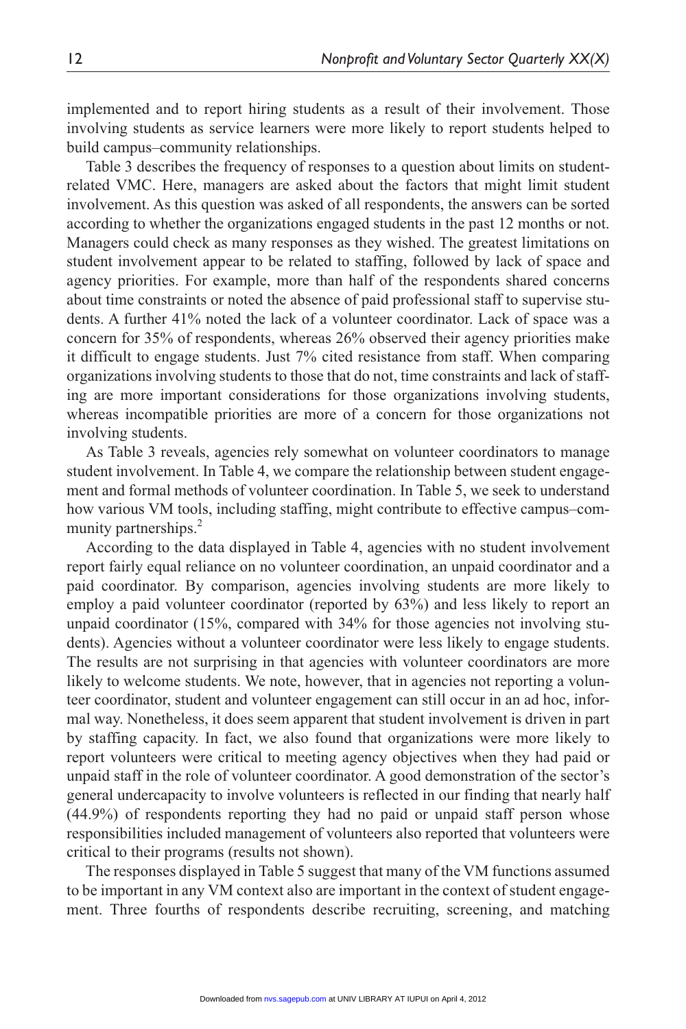implemented and to report hiring students as a result of their involvement. Those involving students as service learners were more likely to report students helped to build campus–community relationships.

Table 3 describes the frequency of responses to a question about limits on student-related VMC. Here, managers are asked about the factors that might limit student involvement. As this question was asked of all respondents, the answers can be sorted according to whether the organizations engaged students in the past 12 months or not. Managers could check as many responses as they wished. The greatest limitations on student involvement appear to be related to staffing, followed by lack of space and agency priorities. For example, more than half of the respondents shared concerns about time constraints or noted the absence of paid professional staff to supervise students. A further 41% noted the lack of a volunteer coordinator. Lack of space was a concern for 35% of respondents, whereas 26% observed their agency priorities make it difficult to engage students. Just 7% cited resistance from staff. When comparing organizations involving students to those that do not, time constraints and lack of staffing are more important considerations for those organizations involving students, whereas incompatible priorities are more of a concern for those organizations not involving students.

As Table 3 reveals, agencies rely somewhat on volunteer coordinators to manage student involvement. In Table 4, we compare the relationship between student engagement and formal methods of volunteer coordination. In Table 5, we seek to understand how various VM tools, including staffing, might contribute to effective campus–community partnerships.[2]

According to the data displayed in Table 4, agencies with no student involvement report fairly equal reliance on no volunteer coordination, an unpaid coordinator and a paid coordinator. By comparison, agencies involving students are more likely to employ a paid volunteer coordinator (reported by 63%) and less likely to report an unpaid coordinator (15%, compared with 34% for those agencies not involving students). Agencies without a volunteer coordinator were less likely to engage students. The results are not surprising in that agencies with volunteer coordinators are more likely to welcome students. We note, however, that in agencies not reporting a volunteer coordinator, student and volunteer engagement can still occur in an ad hoc, informal way. Nonetheless, it does seem apparent that student involvement is driven in part by staffing capacity. In fact, we also found that organizations were more likely to report volunteers were critical to meeting agency objectives when they had paid or unpaid staff in the role of volunteer coordinator. A good demonstration of the sector's general undercapacity to involve volunteers is reflected in our finding that nearly half (44.9%) of respondents reporting they had no paid or unpaid staff person whose responsibilities included management of volunteers also reported that volunteers were critical to their programs (results not shown).

The responses displayed in Table 5 suggest that many of the VM functions assumed to be important in any VM context also are important in the context of student engagement. Three fourths of respondents describe recruiting, screening, and matching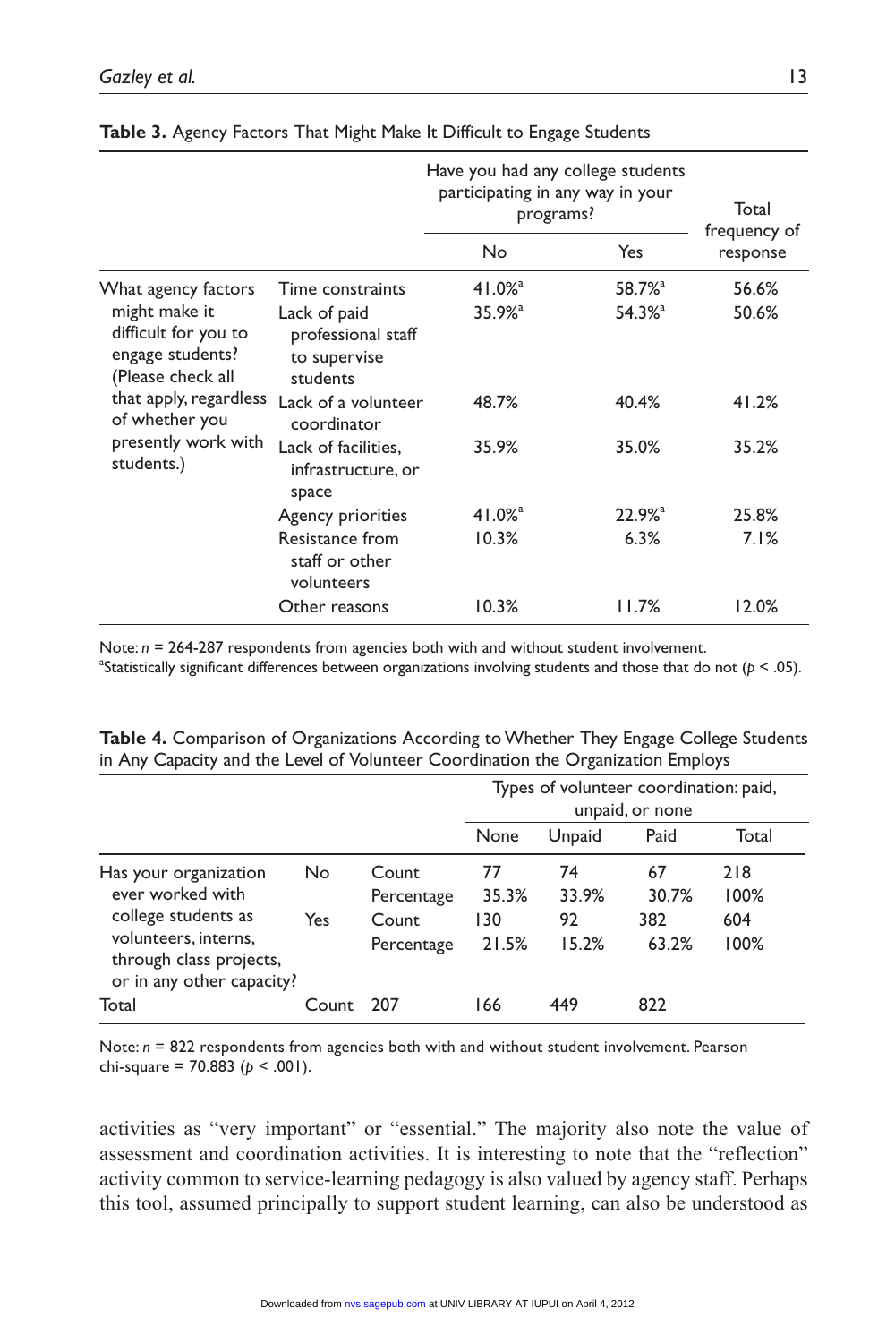**Table 3.** Agency Factors That Might Make It Difficult to Engage Students

| | | Have you had any college students participating in any way in your programs? | | Total frequency of response |
|---|---|---|---|---|
| | | No | Yes | |
| What agency factors might make it difficult for you to engage students? (Please check all that apply, regardless of whether you presently work with students.) | Time constraints | 41.0%[a] | 58.7%[a] | 56.6% |
| | Lack of paid professional staff to supervise students | 35.9%[a] | 54.3%[a] | 50.6% |
| | Lack of a volunteer coordinator | 48.7% | 40.4% | 41.2% |
| | Lack of facilities, infrastructure, or space | 35.9% | 35.0% | 35.2% |
| | Agency priorities | 41.0%[a] | 22.9%[a] | 25.8% |
| | Resistance from staff or other volunteers | 10.3% | 6.3% | 7.1% |
| | Other reasons | 10.3% | 11.7% | 12.0% |

Note: $n$ = 264-287 respondents from agencies both with and without student involvement.
[a]Statistically significant differences between organizations involving students and those that do not ($p < .05$).

**Table 4.** Comparison of Organizations According to Whether They Engage College Students in Any Capacity and the Level of Volunteer Coordination the Organization Employs

| | | | Types of volunteer coordination: paid, unpaid, or none | | | |
|---|---|---|---|---|---|---|
| | | | None | Unpaid | Paid | Total |
| Has your organization ever worked with college students as volunteers, interns, through class projects, or in any other capacity? | No | Count | 77 | 74 | 67 | 218 |
| | | Percentage | 35.3% | 33.9% | 30.7% | 100% |
| | Yes | Count | 130 | 92 | 382 | 604 |
| | | Percentage | 21.5% | 15.2% | 63.2% | 100% |
| Total | Count | 207 | 166 | 449 | 822 | |

Note: $n$ = 822 respondents from agencies both with and without student involvement. Pearson chi-square = 70.883 ($p < .001$).

activities as "very important" or "essential." The majority also note the value of assessment and coordination activities. It is interesting to note that the "reflection" activity common to service-learning pedagogy is also valued by agency staff. Perhaps this tool, assumed principally to support student learning, can also be understood as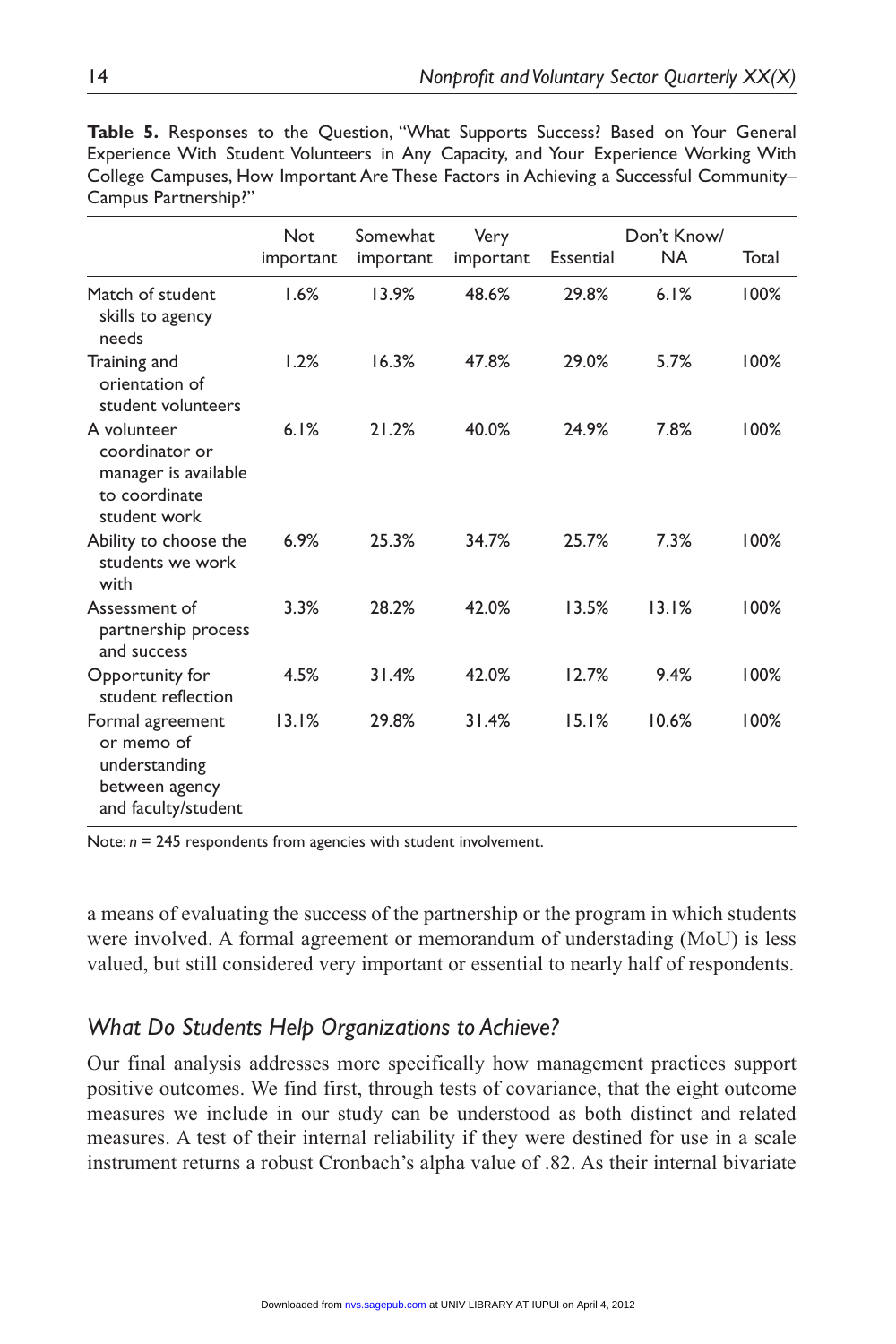**Table 5.** Responses to the Question, "What Supports Success? Based on Your General Experience With Student Volunteers in Any Capacity, and Your Experience Working With College Campuses, How Important Are These Factors in Achieving a Successful Community–Campus Partnership?"

| | Not important | Somewhat important | Very important | Essential | Don't Know/ NA | Total |
|---|---|---|---|---|---|---|
| Match of student skills to agency needs | 1.6% | 13.9% | 48.6% | 29.8% | 6.1% | 100% |
| Training and orientation of student volunteers | 1.2% | 16.3% | 47.8% | 29.0% | 5.7% | 100% |
| A volunteer coordinator or manager is available to coordinate student work | 6.1% | 21.2% | 40.0% | 24.9% | 7.8% | 100% |
| Ability to choose the students we work with | 6.9% | 25.3% | 34.7% | 25.7% | 7.3% | 100% |
| Assessment of partnership process and success | 3.3% | 28.2% | 42.0% | 13.5% | 13.1% | 100% |
| Opportunity for student reflection | 4.5% | 31.4% | 42.0% | 12.7% | 9.4% | 100% |
| Formal agreement or memo of understanding between agency and faculty/student | 13.1% | 29.8% | 31.4% | 15.1% | 10.6% | 100% |

Note: $n$ = 245 respondents from agencies with student involvement.

a means of evaluating the success of the partnership or the program in which students were involved. A formal agreement or memorandum of understading (MoU) is less valued, but still considered very important or essential to nearly half of respondents.

## *What Do Students Help Organizations to Achieve?*

Our final analysis addresses more specifically how management practices support positive outcomes. We find first, through tests of covariance, that the eight outcome measures we include in our study can be understood as both distinct and related measures. A test of their internal reliability if they were destined for use in a scale instrument returns a robust Cronbach's alpha value of .82. As their internal bivariate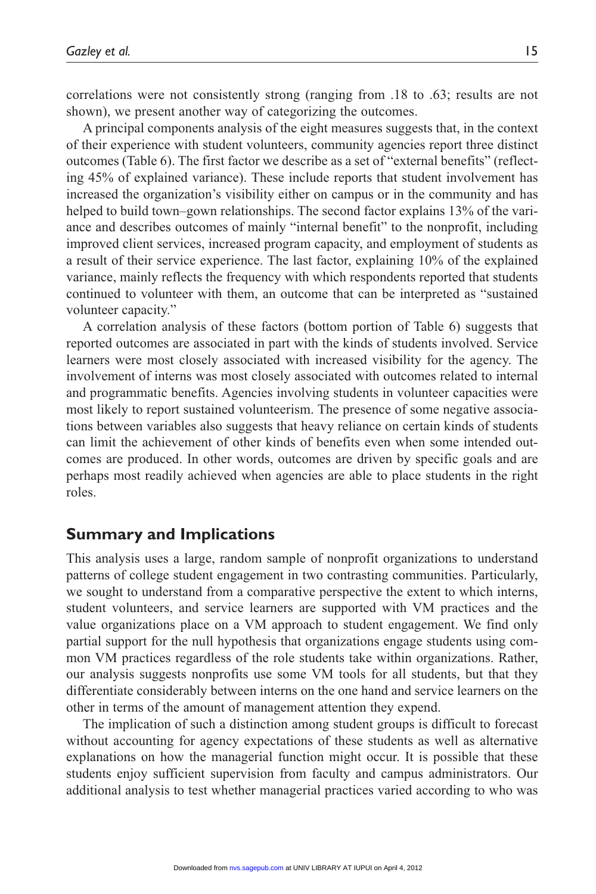correlations were not consistently strong (ranging from .18 to .63; results are not shown), we present another way of categorizing the outcomes.

A principal components analysis of the eight measures suggests that, in the context of their experience with student volunteers, community agencies report three distinct outcomes (Table 6). The first factor we describe as a set of "external benefits" (reflecting 45% of explained variance). These include reports that student involvement has increased the organization's visibility either on campus or in the community and has helped to build town–gown relationships. The second factor explains 13% of the variance and describes outcomes of mainly "internal benefit" to the nonprofit, including improved client services, increased program capacity, and employment of students as a result of their service experience. The last factor, explaining 10% of the explained variance, mainly reflects the frequency with which respondents reported that students continued to volunteer with them, an outcome that can be interpreted as "sustained volunteer capacity."

A correlation analysis of these factors (bottom portion of Table 6) suggests that reported outcomes are associated in part with the kinds of students involved. Service learners were most closely associated with increased visibility for the agency. The involvement of interns was most closely associated with outcomes related to internal and programmatic benefits. Agencies involving students in volunteer capacities were most likely to report sustained volunteerism. The presence of some negative associations between variables also suggests that heavy reliance on certain kinds of students can limit the achievement of other kinds of benefits even when some intended outcomes are produced. In other words, outcomes are driven by specific goals and are perhaps most readily achieved when agencies are able to place students in the right roles.

## Summary and Implications

This analysis uses a large, random sample of nonprofit organizations to understand patterns of college student engagement in two contrasting communities. Particularly, we sought to understand from a comparative perspective the extent to which interns, student volunteers, and service learners are supported with VM practices and the value organizations place on a VM approach to student engagement. We find only partial support for the null hypothesis that organizations engage students using common VM practices regardless of the role students take within organizations. Rather, our analysis suggests nonprofits use some VM tools for all students, but that they differentiate considerably between interns on the one hand and service learners on the other in terms of the amount of management attention they expend.

The implication of such a distinction among student groups is difficult to forecast without accounting for agency expectations of these students as well as alternative explanations on how the managerial function might occur. It is possible that these students enjoy sufficient supervision from faculty and campus administrators. Our additional analysis to test whether managerial practices varied according to who was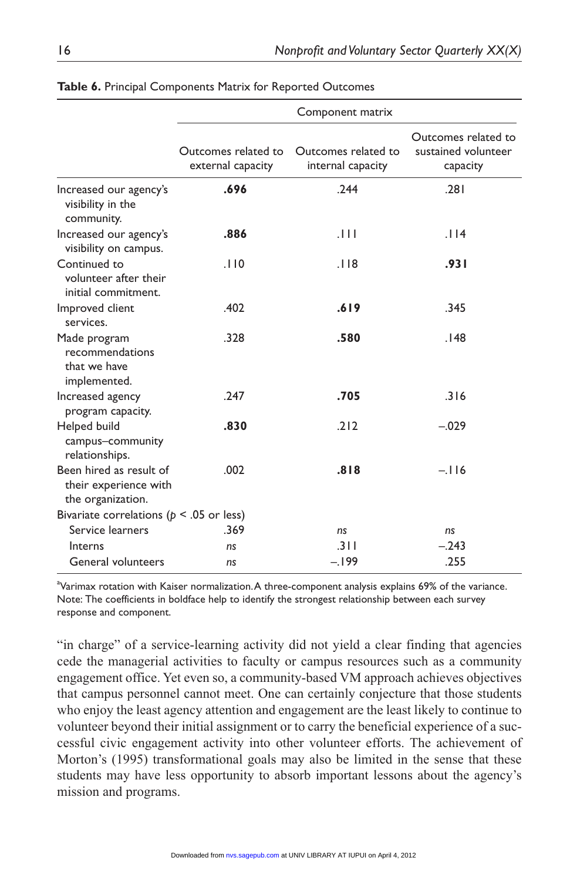**Table 6.** Principal Components Matrix for Reported Outcomes

| | Component matrix | | |
|---|---|---|---|
| | Outcomes related to external capacity | Outcomes related to internal capacity | Outcomes related to sustained volunteer capacity |
| Increased our agency's visibility in the community. | **.696** | .244 | .281 |
| Increased our agency's visibility on campus. | **.886** | .111 | .114 |
| Continued to volunteer after their initial commitment. | .110 | .118 | **.931** |
| Improved client services. | .402 | **.619** | .345 |
| Made program recommendations that we have implemented. | .328 | **.580** | .148 |
| Increased agency program capacity. | .247 | **.705** | .316 |
| Helped build campus–community relationships. | **.830** | .212 | –.029 |
| Been hired as result of their experience with the organization. | .002 | **.818** | –.116 |
| Bivariate correlations ($p < .05$ or less) | | | |
| Service learners | .369 | *ns* | *ns* |
| Interns | *ns* | .311 | –.243 |
| General volunteers | *ns* | –.199 | .255 |

[a]Varimax rotation with Kaiser normalization. A three-component analysis explains 69% of the variance.
Note: The coefficients in boldface help to identify the strongest relationship between each survey response and component.

"in charge" of a service-learning activity did not yield a clear finding that agencies cede the managerial activities to faculty or campus resources such as a community engagement office. Yet even so, a community-based VM approach achieves objectives that campus personnel cannot meet. One can certainly conjecture that those students who enjoy the least agency attention and engagement are the least likely to continue to volunteer beyond their initial assignment or to carry the beneficial experience of a successful civic engagement activity into other volunteer efforts. The achievement of Morton's (1995) transformational goals may also be limited in the sense that these students may have less opportunity to absorb important lessons about the agency's mission and programs.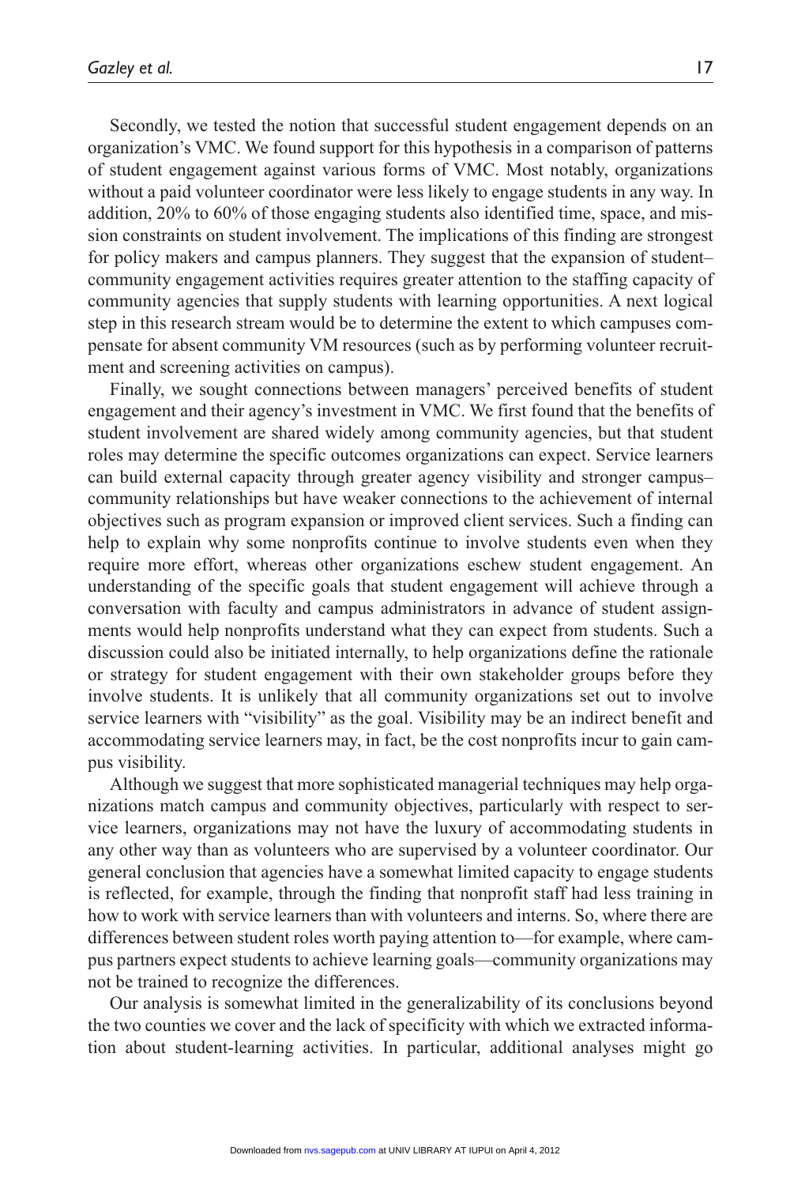Secondly, we tested the notion that successful student engagement depends on an organization's VMC. We found support for this hypothesis in a comparison of patterns of student engagement against various forms of VMC. Most notably, organizations without a paid volunteer coordinator were less likely to engage students in any way. In addition, 20% to 60% of those engaging students also identified time, space, and mission constraints on student involvement. The implications of this finding are strongest for policy makers and campus planners. They suggest that the expansion of student–community engagement activities requires greater attention to the staffing capacity of community agencies that supply students with learning opportunities. A next logical step in this research stream would be to determine the extent to which campuses compensate for absent community VM resources (such as by performing volunteer recruitment and screening activities on campus).

Finally, we sought connections between managers' perceived benefits of student engagement and their agency's investment in VMC. We first found that the benefits of student involvement are shared widely among community agencies, but that student roles may determine the specific outcomes organizations can expect. Service learners can build external capacity through greater agency visibility and stronger campus–community relationships but have weaker connections to the achievement of internal objectives such as program expansion or improved client services. Such a finding can help to explain why some nonprofits continue to involve students even when they require more effort, whereas other organizations eschew student engagement. An understanding of the specific goals that student engagement will achieve through a conversation with faculty and campus administrators in advance of student assignments would help nonprofits understand what they can expect from students. Such a discussion could also be initiated internally, to help organizations define the rationale or strategy for student engagement with their own stakeholder groups before they involve students. It is unlikely that all community organizations set out to involve service learners with "visibility" as the goal. Visibility may be an indirect benefit and accommodating service learners may, in fact, be the cost nonprofits incur to gain campus visibility.

Although we suggest that more sophisticated managerial techniques may help organizations match campus and community objectives, particularly with respect to service learners, organizations may not have the luxury of accommodating students in any other way than as volunteers who are supervised by a volunteer coordinator. Our general conclusion that agencies have a somewhat limited capacity to engage students is reflected, for example, through the finding that nonprofit staff had less training in how to work with service learners than with volunteers and interns. So, where there are differences between student roles worth paying attention to—for example, where campus partners expect students to achieve learning goals—community organizations may not be trained to recognize the differences.

Our analysis is somewhat limited in the generalizability of its conclusions beyond the two counties we cover and the lack of specificity with which we extracted information about student-learning activities. In particular, additional analyses might go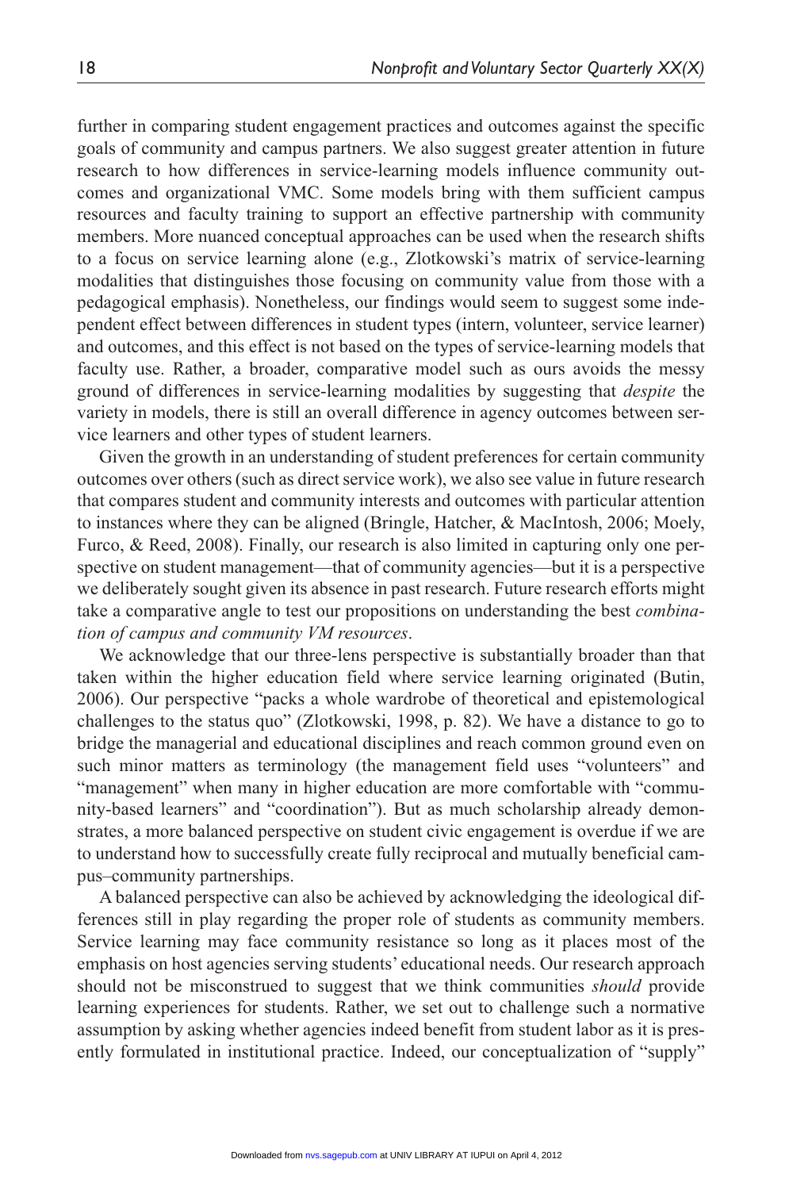further in comparing student engagement practices and outcomes against the specific goals of community and campus partners. We also suggest greater attention in future research to how differences in service-learning models influence community outcomes and organizational VMC. Some models bring with them sufficient campus resources and faculty training to support an effective partnership with community members. More nuanced conceptual approaches can be used when the research shifts to a focus on service learning alone (e.g., Zlotkowski's matrix of service-learning modalities that distinguishes those focusing on community value from those with a pedagogical emphasis). Nonetheless, our findings would seem to suggest some independent effect between differences in student types (intern, volunteer, service learner) and outcomes, and this effect is not based on the types of service-learning models that faculty use. Rather, a broader, comparative model such as ours avoids the messy ground of differences in service-learning modalities by suggesting that *despite* the variety in models, there is still an overall difference in agency outcomes between service learners and other types of student learners.

Given the growth in an understanding of student preferences for certain community outcomes over others (such as direct service work), we also see value in future research that compares student and community interests and outcomes with particular attention to instances where they can be aligned (Bringle, Hatcher, & MacIntosh, 2006; Moely, Furco, & Reed, 2008). Finally, our research is also limited in capturing only one perspective on student management—that of community agencies—but it is a perspective we deliberately sought given its absence in past research. Future research efforts might take a comparative angle to test our propositions on understanding the best *combination of campus and community VM resources*.

We acknowledge that our three-lens perspective is substantially broader than that taken within the higher education field where service learning originated (Butin, 2006). Our perspective "packs a whole wardrobe of theoretical and epistemological challenges to the status quo" (Zlotkowski, 1998, p. 82). We have a distance to go to bridge the managerial and educational disciplines and reach common ground even on such minor matters as terminology (the management field uses "volunteers" and "management" when many in higher education are more comfortable with "community-based learners" and "coordination"). But as much scholarship already demonstrates, a more balanced perspective on student civic engagement is overdue if we are to understand how to successfully create fully reciprocal and mutually beneficial campus–community partnerships.

A balanced perspective can also be achieved by acknowledging the ideological differences still in play regarding the proper role of students as community members. Service learning may face community resistance so long as it places most of the emphasis on host agencies serving students' educational needs. Our research approach should not be misconstrued to suggest that we think communities *should* provide learning experiences for students. Rather, we set out to challenge such a normative assumption by asking whether agencies indeed benefit from student labor as it is presently formulated in institutional practice. Indeed, our conceptualization of "supply"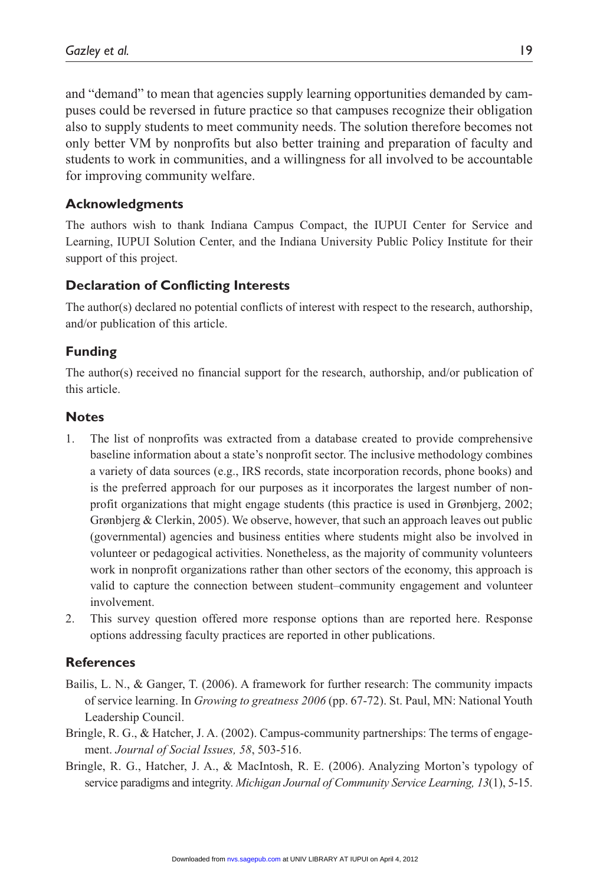and "demand" to mean that agencies supply learning opportunities demanded by campuses could be reversed in future practice so that campuses recognize their obligation also to supply students to meet community needs. The solution therefore becomes not only better VM by nonprofits but also better training and preparation of faculty and students to work in communities, and a willingness for all involved to be accountable for improving community welfare.

### Acknowledgments

The authors wish to thank Indiana Campus Compact, the IUPUI Center for Service and Learning, IUPUI Solution Center, and the Indiana University Public Policy Institute for their support of this project.

### Declaration of Conflicting Interests

The author(s) declared no potential conflicts of interest with respect to the research, authorship, and/or publication of this article.

### Funding

The author(s) received no financial support for the research, authorship, and/or publication of this article.

### Notes

1. The list of nonprofits was extracted from a database created to provide comprehensive baseline information about a state's nonprofit sector. The inclusive methodology combines a variety of data sources (e.g., IRS records, state incorporation records, phone books) and is the preferred approach for our purposes as it incorporates the largest number of nonprofit organizations that might engage students (this practice is used in Grønbjerg, 2002; Grønbjerg & Clerkin, 2005). We observe, however, that such an approach leaves out public (governmental) agencies and business entities where students might also be involved in volunteer or pedagogical activities. Nonetheless, as the majority of community volunteers work in nonprofit organizations rather than other sectors of the economy, this approach is valid to capture the connection between student–community engagement and volunteer involvement.
2. This survey question offered more response options than are reported here. Response options addressing faculty practices are reported in other publications.

### References

Bailis, L. N., & Ganger, T. (2006). A framework for further research: The community impacts of service learning. In *Growing to greatness 2006* (pp. 67-72). St. Paul, MN: National Youth Leadership Council.

Bringle, R. G., & Hatcher, J. A. (2002). Campus-community partnerships: The terms of engagement. *Journal of Social Issues, 58*, 503-516.

Bringle, R. G., Hatcher, J. A., & MacIntosh, R. E. (2006). Analyzing Morton's typology of service paradigms and integrity. *Michigan Journal of Community Service Learning, 13*(1), 5-15.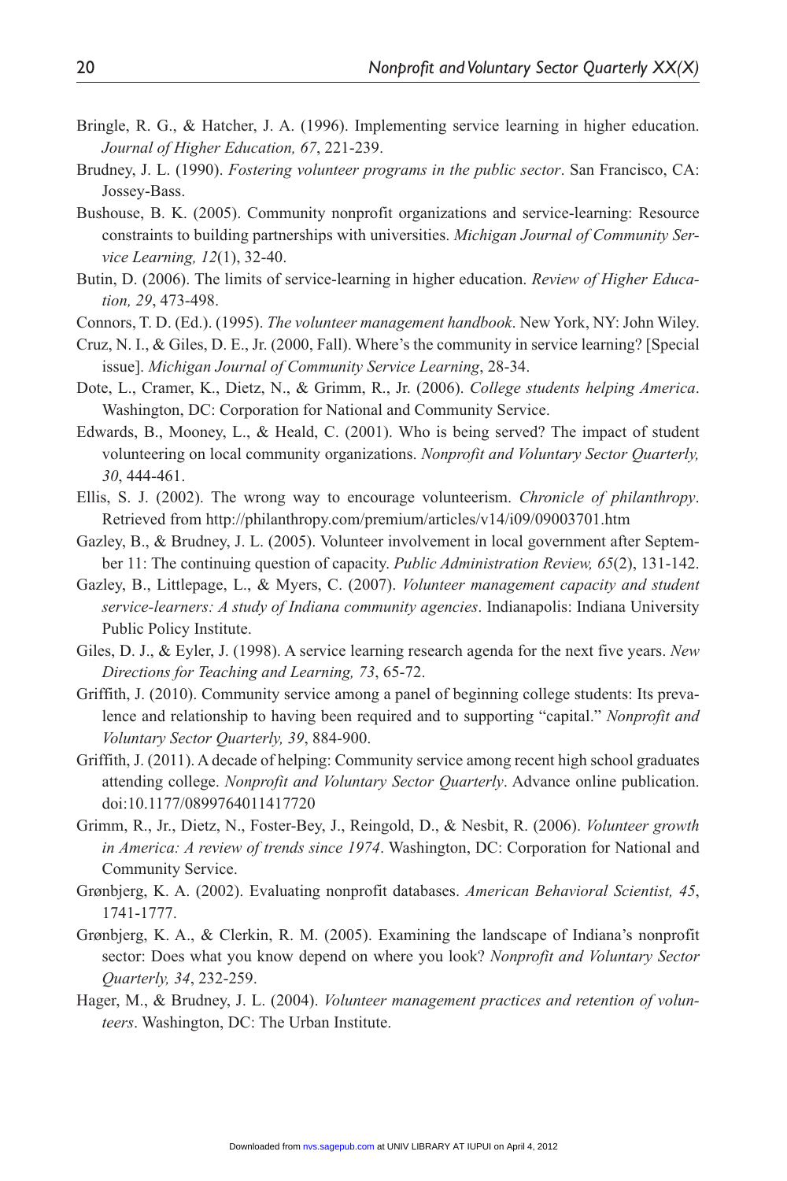Bringle, R. G., & Hatcher, J. A. (1996). Implementing service learning in higher education. *Journal of Higher Education, 67*, 221-239.

Brudney, J. L. (1990). *Fostering volunteer programs in the public sector*. San Francisco, CA: Jossey-Bass.

Bushouse, B. K. (2005). Community nonprofit organizations and service-learning: Resource constraints to building partnerships with universities. *Michigan Journal of Community Service Learning, 12*(1), 32-40.

Butin, D. (2006). The limits of service-learning in higher education. *Review of Higher Education, 29*, 473-498.

Connors, T. D. (Ed.). (1995). *The volunteer management handbook*. New York, NY: John Wiley.

Cruz, N. I., & Giles, D. E., Jr. (2000, Fall). Where's the community in service learning? [Special issue]. *Michigan Journal of Community Service Learning*, 28-34.

Dote, L., Cramer, K., Dietz, N., & Grimm, R., Jr. (2006). *College students helping America*. Washington, DC: Corporation for National and Community Service.

Edwards, B., Mooney, L., & Heald, C. (2001). Who is being served? The impact of student volunteering on local community organizations. *Nonprofit and Voluntary Sector Quarterly, 30*, 444-461.

Ellis, S. J. (2002). The wrong way to encourage volunteerism. *Chronicle of philanthropy*. Retrieved from http://philanthropy.com/premium/articles/v14/i09/09003701.htm

Gazley, B., & Brudney, J. L. (2005). Volunteer involvement in local government after September 11: The continuing question of capacity. *Public Administration Review, 65*(2), 131-142.

Gazley, B., Littlepage, L., & Myers, C. (2007). *Volunteer management capacity and student service-learners: A study of Indiana community agencies*. Indianapolis: Indiana University Public Policy Institute.

Giles, D. J., & Eyler, J. (1998). A service learning research agenda for the next five years. *New Directions for Teaching and Learning, 73*, 65-72.

Griffith, J. (2010). Community service among a panel of beginning college students: Its prevalence and relationship to having been required and to supporting "capital." *Nonprofit and Voluntary Sector Quarterly, 39*, 884-900.

Griffith, J. (2011). A decade of helping: Community service among recent high school graduates attending college. *Nonprofit and Voluntary Sector Quarterly*. Advance online publication. doi:10.1177/0899764011417720

Grimm, R., Jr., Dietz, N., Foster-Bey, J., Reingold, D., & Nesbit, R. (2006). *Volunteer growth in America: A review of trends since 1974*. Washington, DC: Corporation for National and Community Service.

Grønbjerg, K. A. (2002). Evaluating nonprofit databases. *American Behavioral Scientist, 45*, 1741-1777.

Grønbjerg, K. A., & Clerkin, R. M. (2005). Examining the landscape of Indiana's nonprofit sector: Does what you know depend on where you look? *Nonprofit and Voluntary Sector Quarterly, 34*, 232-259.

Hager, M., & Brudney, J. L. (2004). *Volunteer management practices and retention of volunteers*. Washington, DC: The Urban Institute.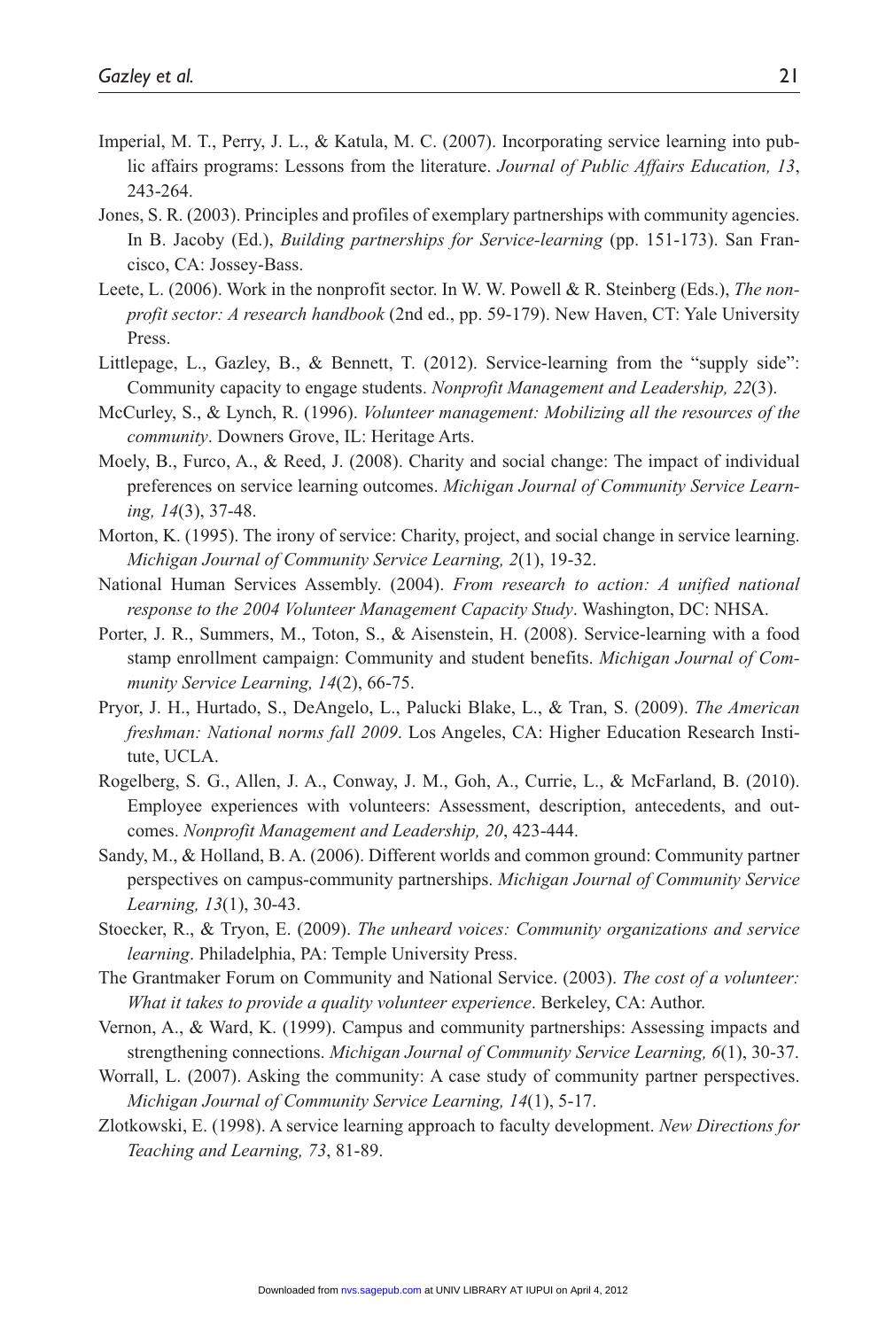Imperial, M. T., Perry, J. L., & Katula, M. C. (2007). Incorporating service learning into public affairs programs: Lessons from the literature. *Journal of Public Affairs Education, 13*, 243-264.

Jones, S. R. (2003). Principles and profiles of exemplary partnerships with community agencies. In B. Jacoby (Ed.), *Building partnerships for Service-learning* (pp. 151-173). San Francisco, CA: Jossey-Bass.

Leete, L. (2006). Work in the nonprofit sector. In W. W. Powell & R. Steinberg (Eds.), *The nonprofit sector: A research handbook* (2nd ed., pp. 59-179). New Haven, CT: Yale University Press.

Littlepage, L., Gazley, B., & Bennett, T. (2012). Service-learning from the "supply side": Community capacity to engage students. *Nonprofit Management and Leadership, 22*(3).

McCurley, S., & Lynch, R. (1996). *Volunteer management: Mobilizing all the resources of the community*. Downers Grove, IL: Heritage Arts.

Moely, B., Furco, A., & Reed, J. (2008). Charity and social change: The impact of individual preferences on service learning outcomes. *Michigan Journal of Community Service Learning, 14*(3), 37-48.

Morton, K. (1995). The irony of service: Charity, project, and social change in service learning. *Michigan Journal of Community Service Learning, 2*(1), 19-32.

National Human Services Assembly. (2004). *From research to action: A unified national response to the 2004 Volunteer Management Capacity Study*. Washington, DC: NHSA.

Porter, J. R., Summers, M., Toton, S., & Aisenstein, H. (2008). Service-learning with a food stamp enrollment campaign: Community and student benefits. *Michigan Journal of Community Service Learning, 14*(2), 66-75.

Pryor, J. H., Hurtado, S., DeAngelo, L., Palucki Blake, L., & Tran, S. (2009). *The American freshman: National norms fall 2009*. Los Angeles, CA: Higher Education Research Institute, UCLA.

Rogelberg, S. G., Allen, J. A., Conway, J. M., Goh, A., Currie, L., & McFarland, B. (2010). Employee experiences with volunteers: Assessment, description, antecedents, and outcomes. *Nonprofit Management and Leadership, 20*, 423-444.

Sandy, M., & Holland, B. A. (2006). Different worlds and common ground: Community partner perspectives on campus-community partnerships. *Michigan Journal of Community Service Learning, 13*(1), 30-43.

Stoecker, R., & Tryon, E. (2009). *The unheard voices: Community organizations and service learning*. Philadelphia, PA: Temple University Press.

The Grantmaker Forum on Community and National Service. (2003). *The cost of a volunteer: What it takes to provide a quality volunteer experience*. Berkeley, CA: Author.

Vernon, A., & Ward, K. (1999). Campus and community partnerships: Assessing impacts and strengthening connections. *Michigan Journal of Community Service Learning, 6*(1), 30-37.

Worrall, L. (2007). Asking the community: A case study of community partner perspectives. *Michigan Journal of Community Service Learning, 14*(1), 5-17.

Zlotkowski, E. (1998). A service learning approach to faculty development. *New Directions for Teaching and Learning, 73*, 81-89.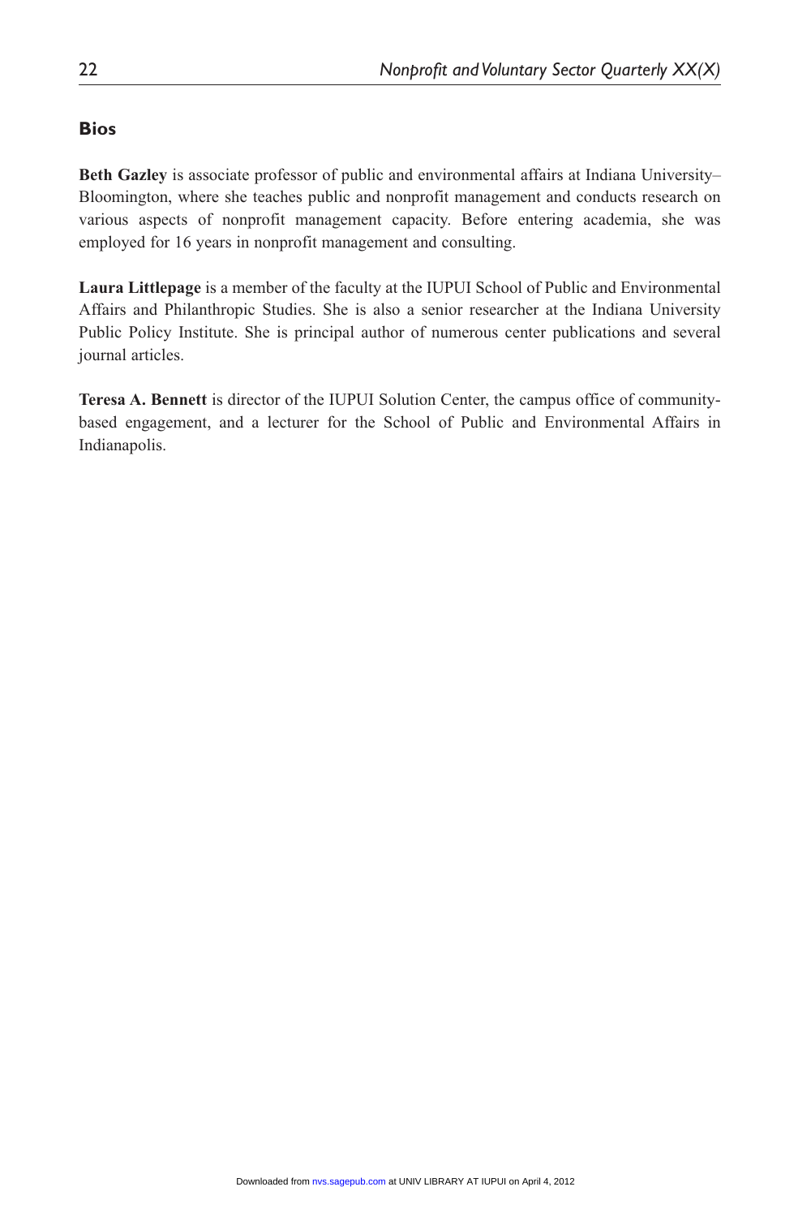## Bios

**Beth Gazley** is associate professor of public and environmental affairs at Indiana University–Bloomington, where she teaches public and nonprofit management and conducts research on various aspects of nonprofit management capacity. Before entering academia, she was employed for 16 years in nonprofit management and consulting.

**Laura Littlepage** is a member of the faculty at the IUPUI School of Public and Environmental Affairs and Philanthropic Studies. She is also a senior researcher at the Indiana University Public Policy Institute. She is principal author of numerous center publications and several journal articles.

**Teresa A. Bennett** is director of the IUPUI Solution Center, the campus office of community-based engagement, and a lecturer for the School of Public and Environmental Affairs in Indianapolis.